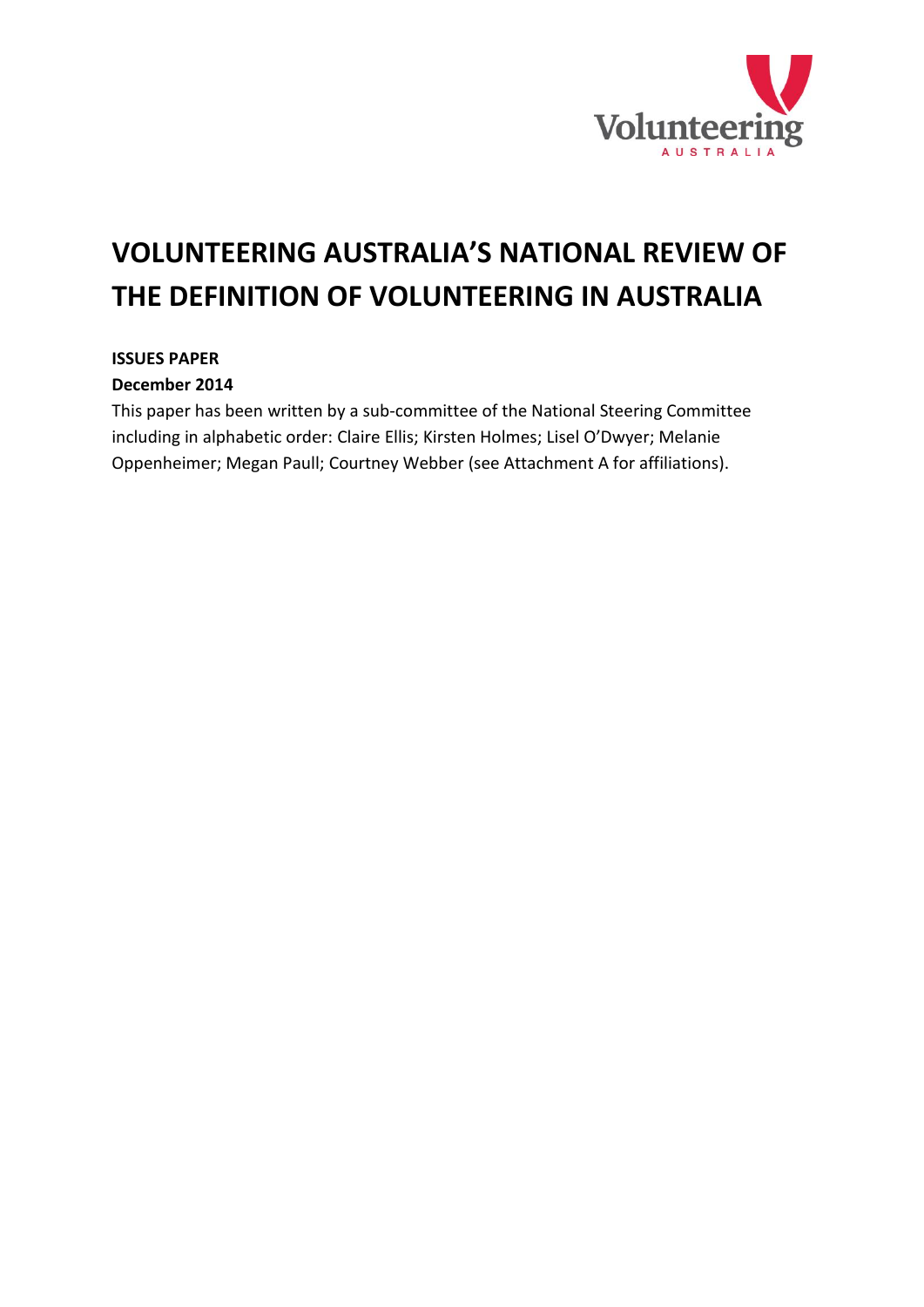# VOLUNTEERING AUSTRALIA'S NATIONAL REVIEW OF THE DEFINITION OF VOLUNTEERING IN AUSTRALIA

**ISSUES PAPER**

**December 2014**

This paper has been written by a sub-committee of the National Steering Committee including in alphabetic order: Claire Ellis; Kirsten Holmes; Lisel O'Dwyer; Melanie Oppenheimer; Megan Paull; Courtney Webber (see Attachment A for affiliations).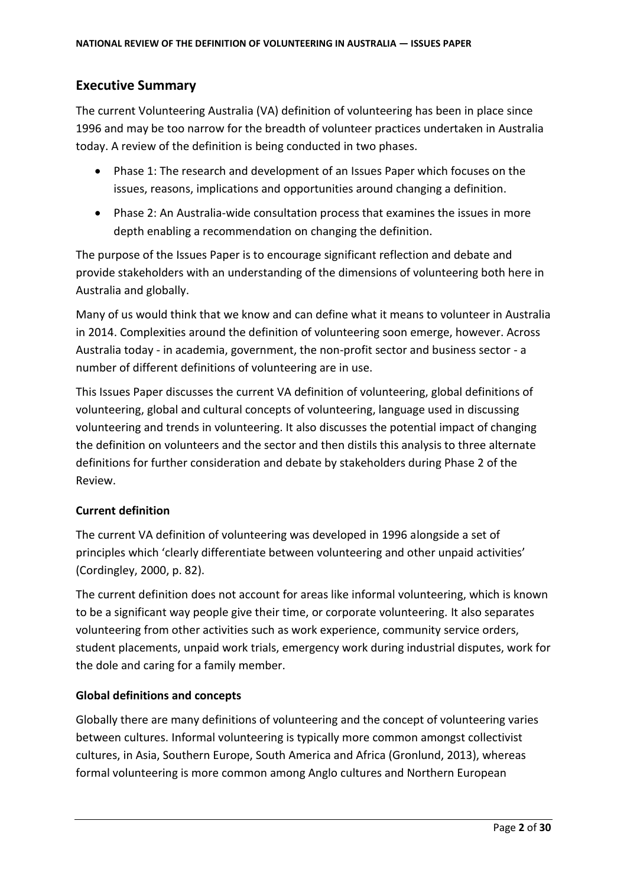## Executive Summary

The current Volunteering Australia (VA) definition of volunteering has been in place since 1996 and may be too narrow for the breadth of volunteer practices undertaken in Australia today. A review of the definition is being conducted in two phases.

- Phase 1: The research and development of an Issues Paper which focuses on the issues, reasons, implications and opportunities around changing a definition.
- Phase 2: An Australia-wide consultation process that examines the issues in more depth enabling a recommendation on changing the definition.

The purpose of the Issues Paper is to encourage significant reflection and debate and provide stakeholders with an understanding of the dimensions of volunteering both here in Australia and globally.

Many of us would think that we know and can define what it means to volunteer in Australia in 2014. Complexities around the definition of volunteering soon emerge, however. Across Australia today - in academia, government, the non-profit sector and business sector - a number of different definitions of volunteering are in use.

This Issues Paper discusses the current VA definition of volunteering, global definitions of volunteering, global and cultural concepts of volunteering, language used in discussing volunteering and trends in volunteering. It also discusses the potential impact of changing the definition on volunteers and the sector and then distils this analysis to three alternate definitions for further consideration and debate by stakeholders during Phase 2 of the Review.

### Current definition

The current VA definition of volunteering was developed in 1996 alongside a set of principles which 'clearly differentiate between volunteering and other unpaid activities' (Cordingley, 2000, p. 82).

The current definition does not account for areas like informal volunteering, which is known to be a significant way people give their time, or corporate volunteering. It also separates volunteering from other activities such as work experience, community service orders, student placements, unpaid work trials, emergency work during industrial disputes, work for the dole and caring for a family member.

### Global definitions and concepts

Globally there are many definitions of volunteering and the concept of volunteering varies between cultures. Informal volunteering is typically more common amongst collectivist cultures, in Asia, Southern Europe, South America and Africa (Gronlund, 2013), whereas formal volunteering is more common among Anglo cultures and Northern European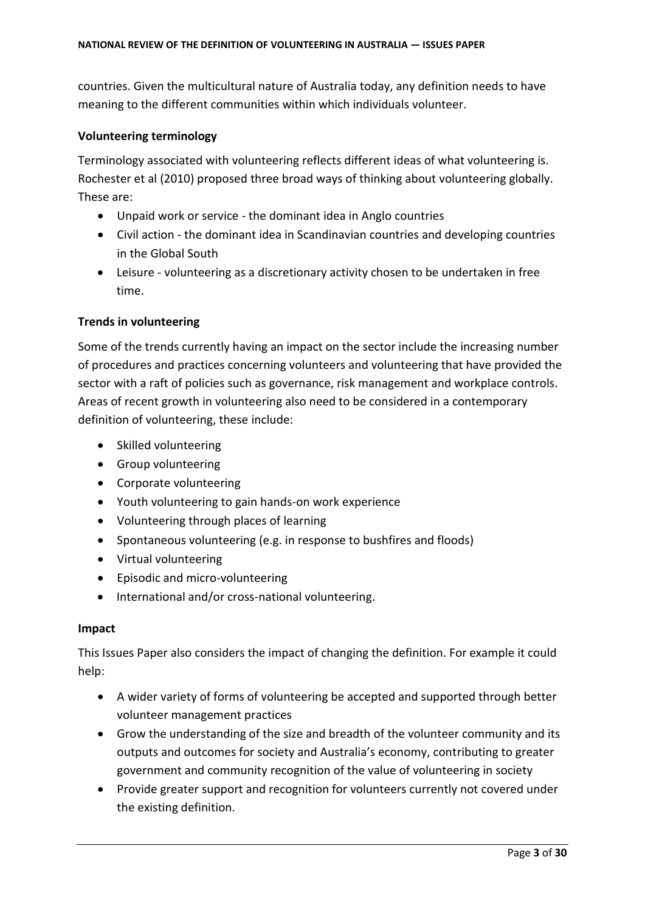countries. Given the multicultural nature of Australia today, any definition needs to have meaning to the different communities within which individuals volunteer.

**Volunteering terminology**

Terminology associated with volunteering reflects different ideas of what volunteering is. Rochester et al (2010) proposed three broad ways of thinking about volunteering globally. These are:

- Unpaid work or service - the dominant idea in Anglo countries
- Civil action - the dominant idea in Scandinavian countries and developing countries in the Global South
- Leisure - volunteering as a discretionary activity chosen to be undertaken in free time.

**Trends in volunteering**

Some of the trends currently having an impact on the sector include the increasing number of procedures and practices concerning volunteers and volunteering that have provided the sector with a raft of policies such as governance, risk management and workplace controls. Areas of recent growth in volunteering also need to be considered in a contemporary definition of volunteering, these include:

- Skilled volunteering
- Group volunteering
- Corporate volunteering
- Youth volunteering to gain hands-on work experience
- Volunteering through places of learning
- Spontaneous volunteering (e.g. in response to bushfires and floods)
- Virtual volunteering
- Episodic and micro-volunteering
- International and/or cross-national volunteering.

**Impact**

This Issues Paper also considers the impact of changing the definition. For example it could help:

- A wider variety of forms of volunteering be accepted and supported through better volunteer management practices
- Grow the understanding of the size and breadth of the volunteer community and its outputs and outcomes for society and Australia's economy, contributing to greater government and community recognition of the value of volunteering in society
- Provide greater support and recognition for volunteers currently not covered under the existing definition.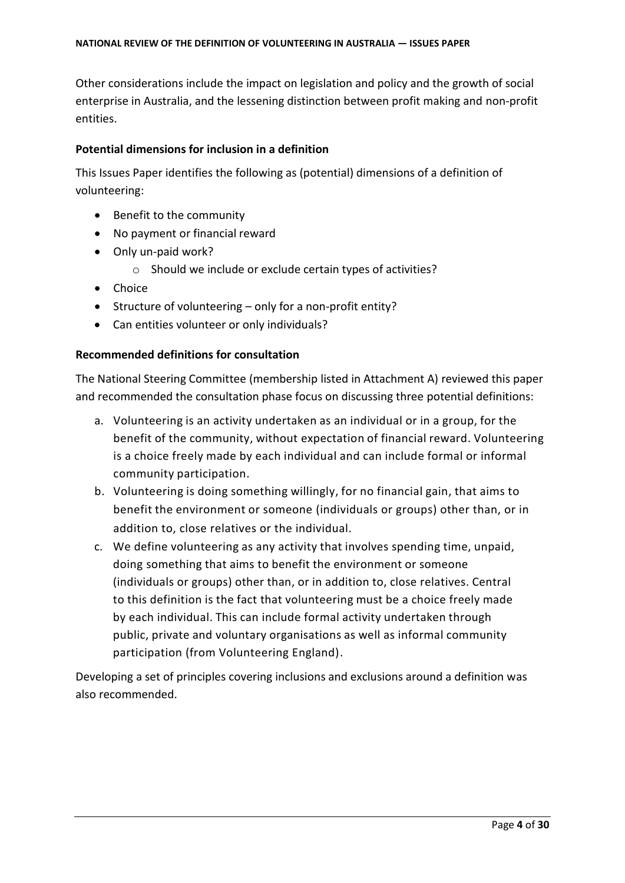Other considerations include the impact on legislation and policy and the growth of social enterprise in Australia, and the lessening distinction between profit making and non-profit entities.

### Potential dimensions for inclusion in a definition

This Issues Paper identifies the following as (potential) dimensions of a definition of volunteering:

- Benefit to the community
- No payment or financial reward
- Only un-paid work?
    - Should we include or exclude certain types of activities?
- Choice
- Structure of volunteering – only for a non-profit entity?
- Can entities volunteer or only individuals?

### Recommended definitions for consultation

The National Steering Committee (membership listed in Attachment A) reviewed this paper and recommended the consultation phase focus on discussing three potential definitions:

a. Volunteering is an activity undertaken as an individual or in a group, for the benefit of the community, without expectation of financial reward. Volunteering is a choice freely made by each individual and can include formal or informal community participation.

b. Volunteering is doing something willingly, for no financial gain, that aims to benefit the environment or someone (individuals or groups) other than, or in addition to, close relatives or the individual.

c. We define volunteering as any activity that involves spending time, unpaid, doing something that aims to benefit the environment or someone (individuals or groups) other than, or in addition to, close relatives. Central to this definition is the fact that volunteering must be a choice freely made by each individual. This can include formal activity undertaken through public, private and voluntary organisations as well as informal community participation (from Volunteering England).

Developing a set of principles covering inclusions and exclusions around a definition was also recommended.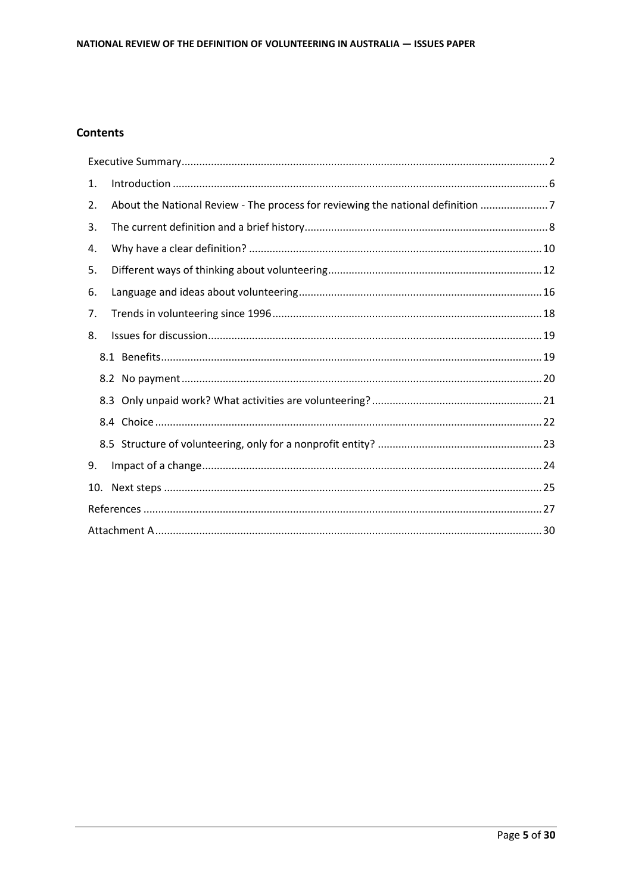## Contents

Executive Summary ..... 2

1. Introduction ..... 6
2. About the National Review - The process for reviewing the national definition ..... 7
3. The current definition and a brief history ..... 8
4. Why have a clear definition? ..... 10
5. Different ways of thinking about volunteering ..... 12
6. Language and ideas about volunteering ..... 16
7. Trends in volunteering since 1996 ..... 18
8. Issues for discussion ..... 19
   - 8.1 Benefits ..... 19
   - 8.2 No payment ..... 20
   - 8.3 Only unpaid work? What activities are volunteering? ..... 21
   - 8.4 Choice ..... 22
   - 8.5 Structure of volunteering, only for a nonprofit entity? ..... 23
9. Impact of a change ..... 24
10. Next steps ..... 25

References ..... 27

Attachment A ..... 30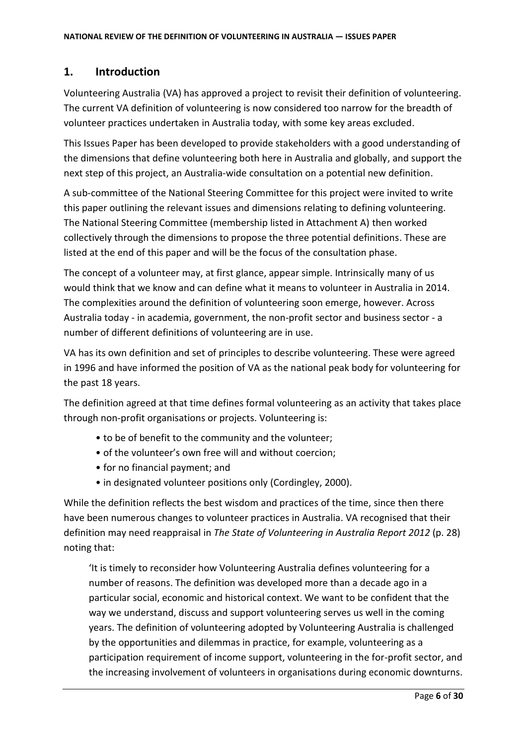## 1. Introduction

Volunteering Australia (VA) has approved a project to revisit their definition of volunteering. The current VA definition of volunteering is now considered too narrow for the breadth of volunteer practices undertaken in Australia today, with some key areas excluded.

This Issues Paper has been developed to provide stakeholders with a good understanding of the dimensions that define volunteering both here in Australia and globally, and support the next step of this project, an Australia-wide consultation on a potential new definition.

A sub-committee of the National Steering Committee for this project were invited to write this paper outlining the relevant issues and dimensions relating to defining volunteering. The National Steering Committee (membership listed in Attachment A) then worked collectively through the dimensions to propose the three potential definitions. These are listed at the end of this paper and will be the focus of the consultation phase.

The concept of a volunteer may, at first glance, appear simple. Intrinsically many of us would think that we know and can define what it means to volunteer in Australia in 2014. The complexities around the definition of volunteering soon emerge, however. Across Australia today - in academia, government, the non-profit sector and business sector - a number of different definitions of volunteering are in use.

VA has its own definition and set of principles to describe volunteering. These were agreed in 1996 and have informed the position of VA as the national peak body for volunteering for the past 18 years.

The definition agreed at that time defines formal volunteering as an activity that takes place through non-profit organisations or projects. Volunteering is:

- to be of benefit to the community and the volunteer;
- of the volunteer's own free will and without coercion;
- for no financial payment; and
- in designated volunteer positions only (Cordingley, 2000).

While the definition reflects the best wisdom and practices of the time, since then there have been numerous changes to volunteer practices in Australia. VA recognised that their definition may need reappraisal in *The State of Volunteering in Australia Report 2012* (p. 28) noting that:

> 'It is timely to reconsider how Volunteering Australia defines volunteering for a number of reasons. The definition was developed more than a decade ago in a particular social, economic and historical context. We want to be confident that the way we understand, discuss and support volunteering serves us well in the coming years. The definition of volunteering adopted by Volunteering Australia is challenged by the opportunities and dilemmas in practice, for example, volunteering as a participation requirement of income support, volunteering in the for-profit sector, and the increasing involvement of volunteers in organisations during economic downturns.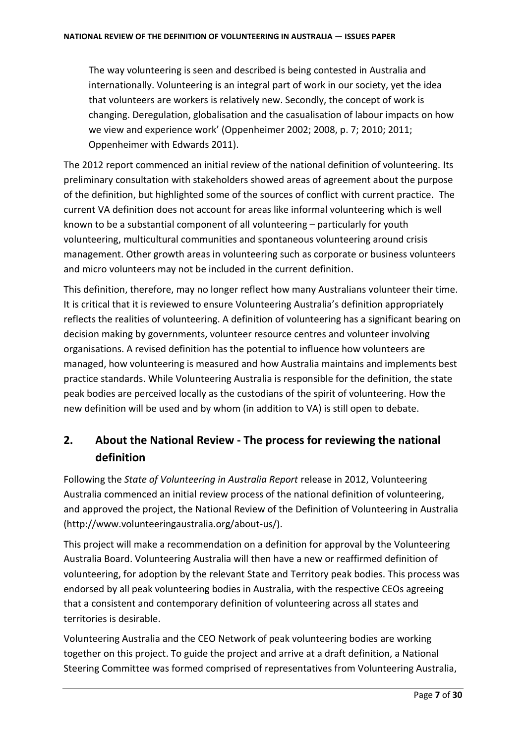> The way volunteering is seen and described is being contested in Australia and internationally. Volunteering is an integral part of work in our society, yet the idea that volunteers are workers is relatively new. Secondly, the concept of work is changing. Deregulation, globalisation and the casualisation of labour impacts on how we view and experience work' (Oppenheimer 2002; 2008, p. 7; 2010; 2011; Oppenheimer with Edwards 2011).

The 2012 report commenced an initial review of the national definition of volunteering. Its preliminary consultation with stakeholders showed areas of agreement about the purpose of the definition, but highlighted some of the sources of conflict with current practice. The current VA definition does not account for areas like informal volunteering which is well known to be a substantial component of all volunteering – particularly for youth volunteering, multicultural communities and spontaneous volunteering around crisis management. Other growth areas in volunteering such as corporate or business volunteers and micro volunteers may not be included in the current definition.

This definition, therefore, may no longer reflect how many Australians volunteer their time. It is critical that it is reviewed to ensure Volunteering Australia's definition appropriately reflects the realities of volunteering. A definition of volunteering has a significant bearing on decision making by governments, volunteer resource centres and volunteer involving organisations. A revised definition has the potential to influence how volunteers are managed, how volunteering is measured and how Australia maintains and implements best practice standards. While Volunteering Australia is responsible for the definition, the state peak bodies are perceived locally as the custodians of the spirit of volunteering. How the new definition will be used and by whom (in addition to VA) is still open to debate.

## 2. About the National Review - The process for reviewing the national definition

Following the *State of Volunteering in Australia Report* release in 2012, Volunteering Australia commenced an initial review process of the national definition of volunteering, and approved the project, the National Review of the Definition of Volunteering in Australia (http://www.volunteeringaustralia.org/about-us/).

This project will make a recommendation on a definition for approval by the Volunteering Australia Board. Volunteering Australia will then have a new or reaffirmed definition of volunteering, for adoption by the relevant State and Territory peak bodies. This process was endorsed by all peak volunteering bodies in Australia, with the respective CEOs agreeing that a consistent and contemporary definition of volunteering across all states and territories is desirable.

Volunteering Australia and the CEO Network of peak volunteering bodies are working together on this project. To guide the project and arrive at a draft definition, a National Steering Committee was formed comprised of representatives from Volunteering Australia,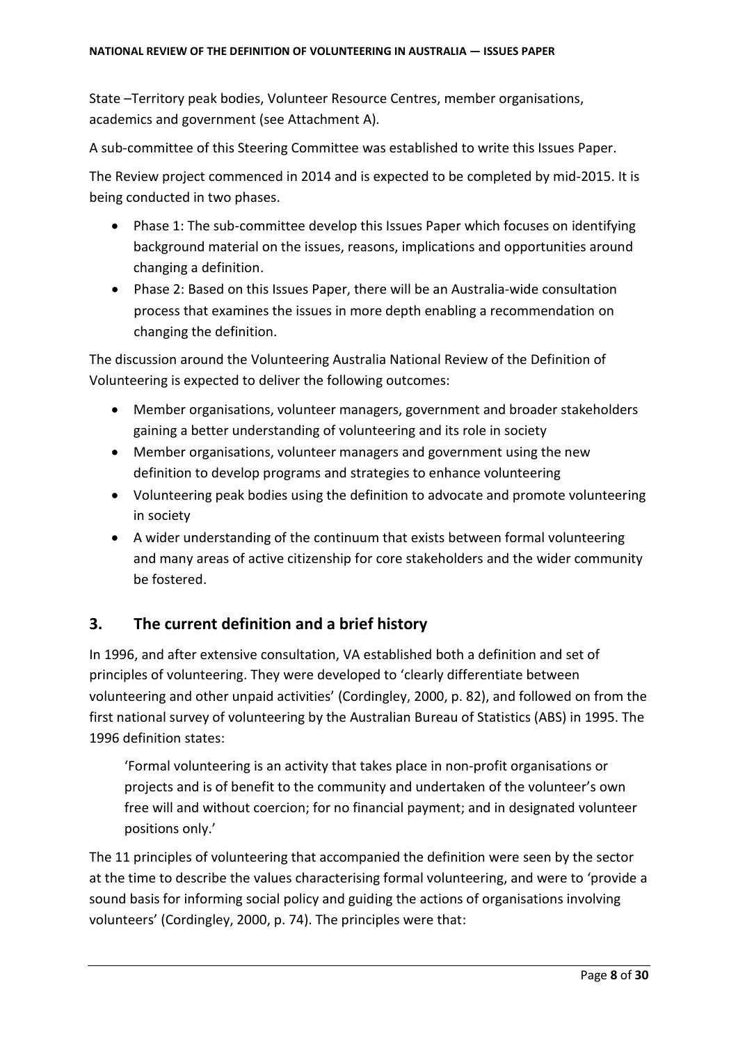State –Territory peak bodies, Volunteer Resource Centres, member organisations, academics and government (see Attachment A).

A sub-committee of this Steering Committee was established to write this Issues Paper.

The Review project commenced in 2014 and is expected to be completed by mid-2015. It is being conducted in two phases.

- Phase 1: The sub-committee develop this Issues Paper which focuses on identifying background material on the issues, reasons, implications and opportunities around changing a definition.
- Phase 2: Based on this Issues Paper, there will be an Australia-wide consultation process that examines the issues in more depth enabling a recommendation on changing the definition.

The discussion around the Volunteering Australia National Review of the Definition of Volunteering is expected to deliver the following outcomes:

- Member organisations, volunteer managers, government and broader stakeholders gaining a better understanding of volunteering and its role in society
- Member organisations, volunteer managers and government using the new definition to develop programs and strategies to enhance volunteering
- Volunteering peak bodies using the definition to advocate and promote volunteering in society
- A wider understanding of the continuum that exists between formal volunteering and many areas of active citizenship for core stakeholders and the wider community be fostered.

## 3. The current definition and a brief history

In 1996, and after extensive consultation, VA established both a definition and set of principles of volunteering. They were developed to 'clearly differentiate between volunteering and other unpaid activities' (Cordingley, 2000, p. 82), and followed on from the first national survey of volunteering by the Australian Bureau of Statistics (ABS) in 1995. The 1996 definition states:

> 'Formal volunteering is an activity that takes place in non-profit organisations or projects and is of benefit to the community and undertaken of the volunteer's own free will and without coercion; for no financial payment; and in designated volunteer positions only.'

The 11 principles of volunteering that accompanied the definition were seen by the sector at the time to describe the values characterising formal volunteering, and were to 'provide a sound basis for informing social policy and guiding the actions of organisations involving volunteers' (Cordingley, 2000, p. 74). The principles were that: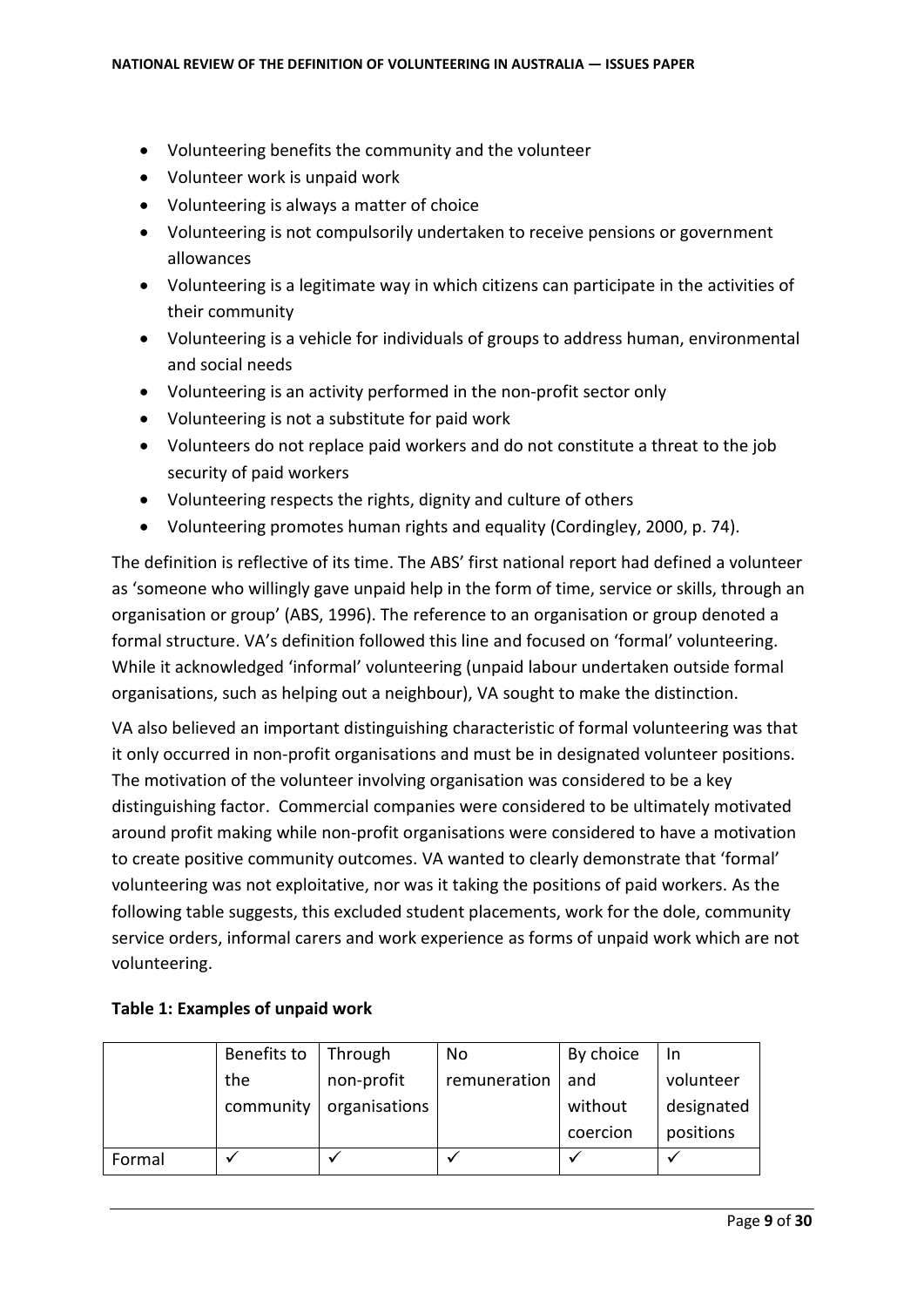- Volunteering benefits the community and the volunteer
- Volunteer work is unpaid work
- Volunteering is always a matter of choice
- Volunteering is not compulsorily undertaken to receive pensions or government allowances
- Volunteering is a legitimate way in which citizens can participate in the activities of their community
- Volunteering is a vehicle for individuals of groups to address human, environmental and social needs
- Volunteering is an activity performed in the non-profit sector only
- Volunteering is not a substitute for paid work
- Volunteers do not replace paid workers and do not constitute a threat to the job security of paid workers
- Volunteering respects the rights, dignity and culture of others
- Volunteering promotes human rights and equality (Cordingley, 2000, p. 74).

The definition is reflective of its time. The ABS' first national report had defined a volunteer as 'someone who willingly gave unpaid help in the form of time, service or skills, through an organisation or group' (ABS, 1996). The reference to an organisation or group denoted a formal structure. VA's definition followed this line and focused on 'formal' volunteering. While it acknowledged 'informal' volunteering (unpaid labour undertaken outside formal organisations, such as helping out a neighbour), VA sought to make the distinction.

VA also believed an important distinguishing characteristic of formal volunteering was that it only occurred in non-profit organisations and must be in designated volunteer positions. The motivation of the volunteer involving organisation was considered to be a key distinguishing factor. Commercial companies were considered to be ultimately motivated around profit making while non-profit organisations were considered to have a motivation to create positive community outcomes. VA wanted to clearly demonstrate that 'formal' volunteering was not exploitative, nor was it taking the positions of paid workers. As the following table suggests, this excluded student placements, work for the dole, community service orders, informal carers and work experience as forms of unpaid work which are not volunteering.

**Table 1: Examples of unpaid work**

| | Benefits to the community | Through non-profit organisations | No remuneration | By choice and without coercion | In volunteer designated positions |
|---|---|---|---|---|---|
| Formal | ✓ | ✓ | ✓ | ✓ | ✓ |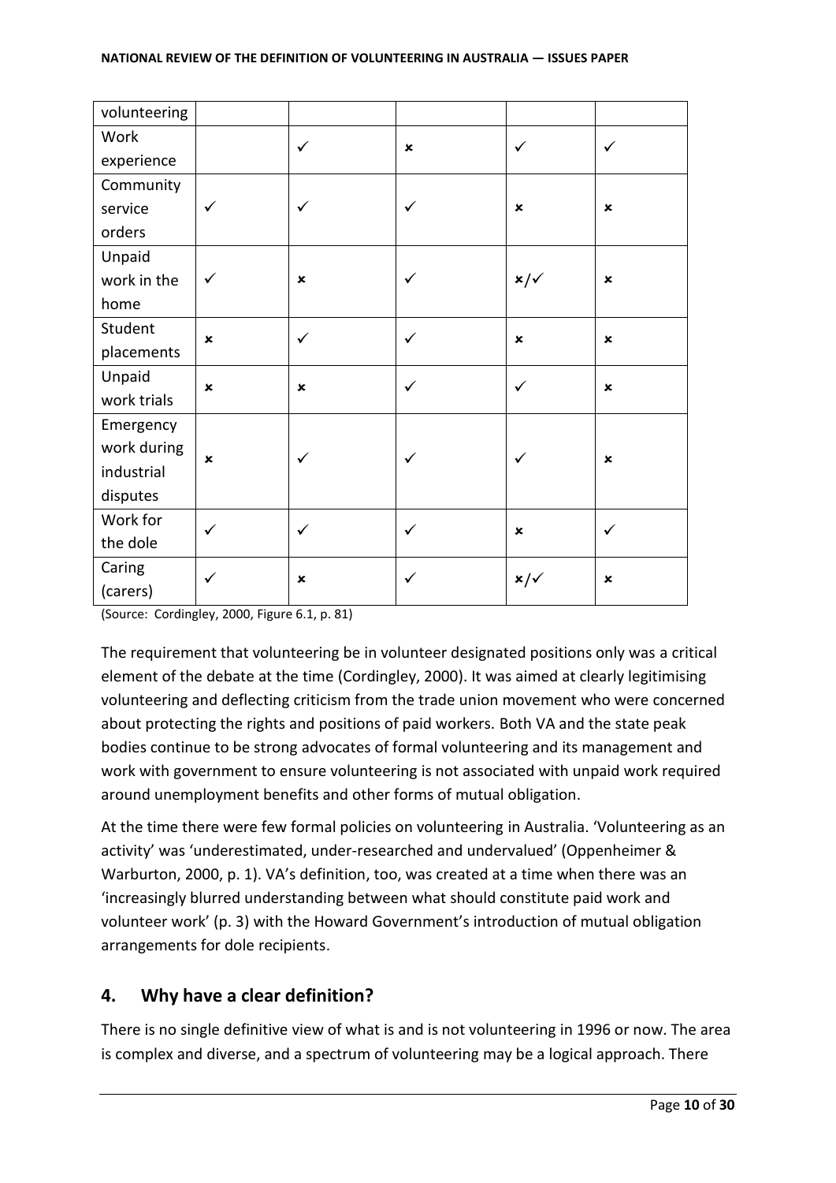| volunteering | | | | | |
|---|---|---|---|---|---|
| Work experience | | ✓ | ✗ | ✓ | ✓ |
| Community service orders | ✓ | ✓ | ✓ | ✗ | ✗ |
| Unpaid work in the home | ✓ | ✗ | ✓ | ✗/✓ | ✗ |
| Student placements | ✗ | ✓ | ✓ | ✗ | ✗ |
| Unpaid work trials | ✗ | ✗ | ✓ | ✓ | ✗ |
| Emergency work during industrial disputes | ✗ | ✓ | ✓ | ✓ | ✗ |
| Work for the dole | ✓ | ✓ | ✓ | ✗ | ✓ |
| Caring (carers) | ✓ | ✗ | ✓ | ✗/✓ | ✗ |

(Source: Cordingley, 2000, Figure 6.1, p. 81)

The requirement that volunteering be in volunteer designated positions only was a critical element of the debate at the time (Cordingley, 2000). It was aimed at clearly legitimising volunteering and deflecting criticism from the trade union movement who were concerned about protecting the rights and positions of paid workers. Both VA and the state peak bodies continue to be strong advocates of formal volunteering and its management and work with government to ensure volunteering is not associated with unpaid work required around unemployment benefits and other forms of mutual obligation.

At the time there were few formal policies on volunteering in Australia. 'Volunteering as an activity' was 'underestimated, under-researched and undervalued' (Oppenheimer & Warburton, 2000, p. 1). VA's definition, too, was created at a time when there was an 'increasingly blurred understanding between what should constitute paid work and volunteer work' (p. 3) with the Howard Government's introduction of mutual obligation arrangements for dole recipients.

## 4. Why have a clear definition?

There is no single definitive view of what is and is not volunteering in 1996 or now. The area is complex and diverse, and a spectrum of volunteering may be a logical approach. There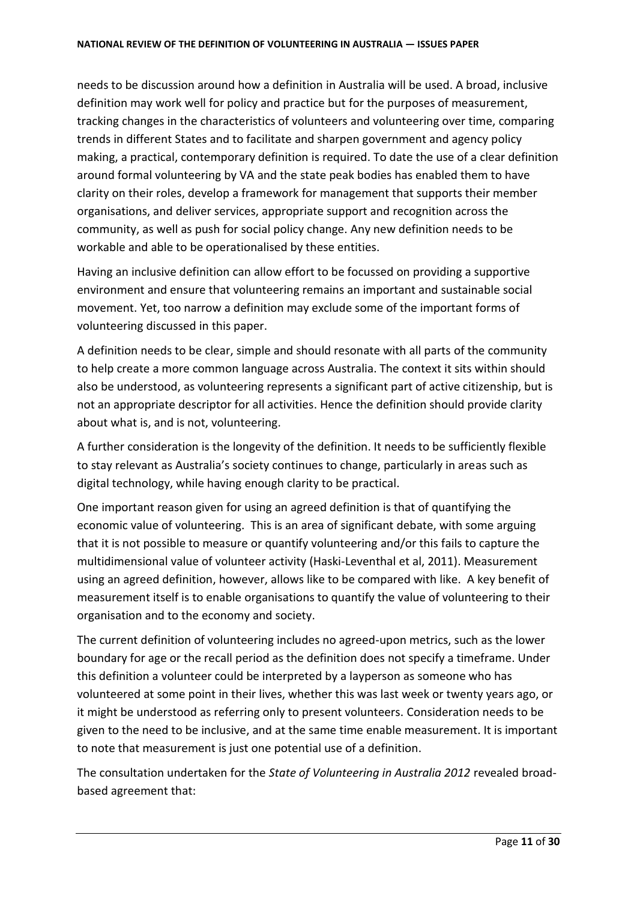needs to be discussion around how a definition in Australia will be used. A broad, inclusive definition may work well for policy and practice but for the purposes of measurement, tracking changes in the characteristics of volunteers and volunteering over time, comparing trends in different States and to facilitate and sharpen government and agency policy making, a practical, contemporary definition is required. To date the use of a clear definition around formal volunteering by VA and the state peak bodies has enabled them to have clarity on their roles, develop a framework for management that supports their member organisations, and deliver services, appropriate support and recognition across the community, as well as push for social policy change. Any new definition needs to be workable and able to be operationalised by these entities.

Having an inclusive definition can allow effort to be focussed on providing a supportive environment and ensure that volunteering remains an important and sustainable social movement. Yet, too narrow a definition may exclude some of the important forms of volunteering discussed in this paper.

A definition needs to be clear, simple and should resonate with all parts of the community to help create a more common language across Australia. The context it sits within should also be understood, as volunteering represents a significant part of active citizenship, but is not an appropriate descriptor for all activities. Hence the definition should provide clarity about what is, and is not, volunteering.

A further consideration is the longevity of the definition. It needs to be sufficiently flexible to stay relevant as Australia's society continues to change, particularly in areas such as digital technology, while having enough clarity to be practical.

One important reason given for using an agreed definition is that of quantifying the economic value of volunteering. This is an area of significant debate, with some arguing that it is not possible to measure or quantify volunteering and/or this fails to capture the multidimensional value of volunteer activity (Haski-Leventhal et al, 2011). Measurement using an agreed definition, however, allows like to be compared with like. A key benefit of measurement itself is to enable organisations to quantify the value of volunteering to their organisation and to the economy and society.

The current definition of volunteering includes no agreed-upon metrics, such as the lower boundary for age or the recall period as the definition does not specify a timeframe. Under this definition a volunteer could be interpreted by a layperson as someone who has volunteered at some point in their lives, whether this was last week or twenty years ago, or it might be understood as referring only to present volunteers. Consideration needs to be given to the need to be inclusive, and at the same time enable measurement. It is important to note that measurement is just one potential use of a definition.

The consultation undertaken for the *State of Volunteering in Australia 2012* revealed broad-based agreement that: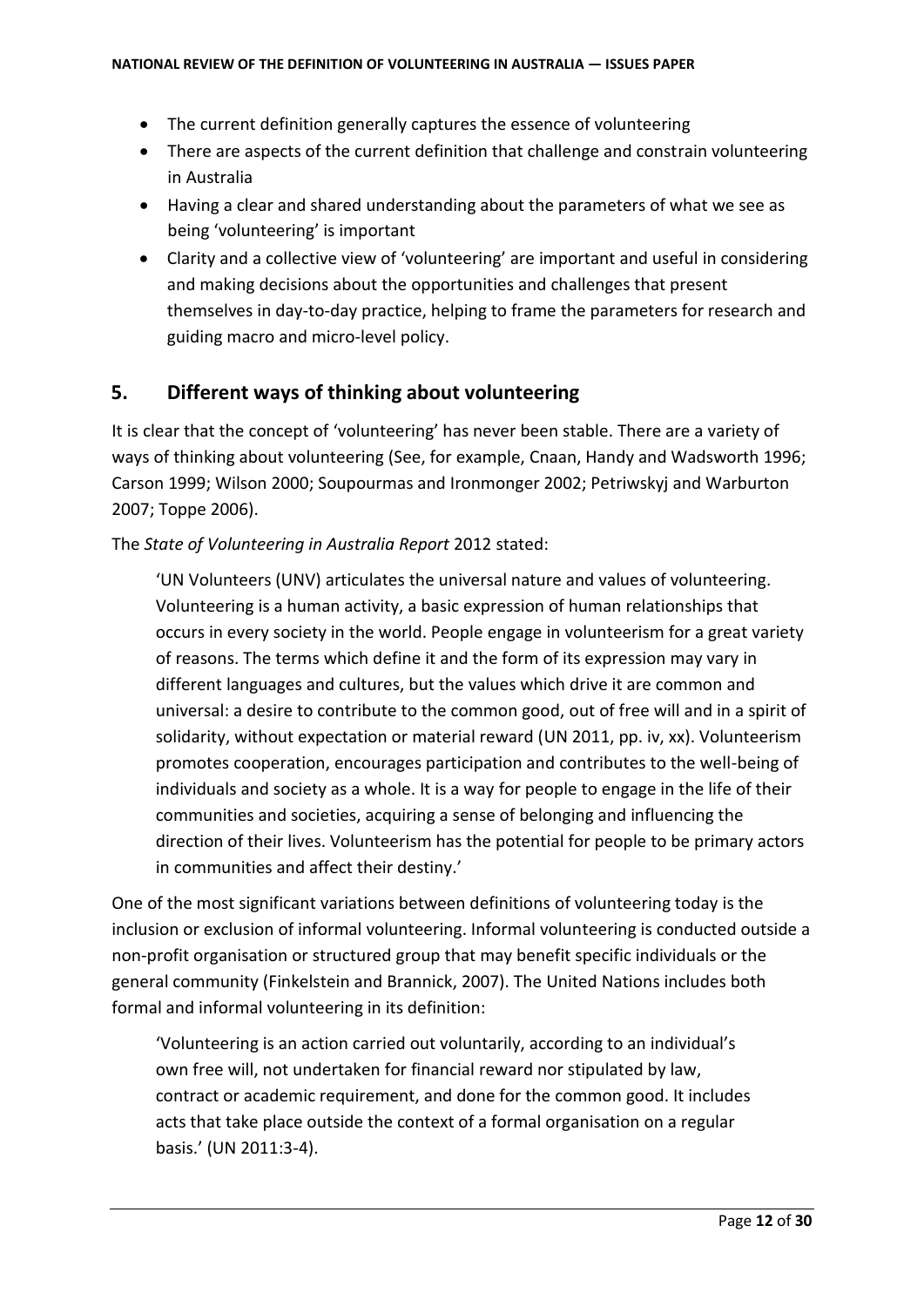- The current definition generally captures the essence of volunteering
- There are aspects of the current definition that challenge and constrain volunteering in Australia
- Having a clear and shared understanding about the parameters of what we see as being 'volunteering' is important
- Clarity and a collective view of 'volunteering' are important and useful in considering and making decisions about the opportunities and challenges that present themselves in day-to-day practice, helping to frame the parameters for research and guiding macro and micro-level policy.

## 5. Different ways of thinking about volunteering

It is clear that the concept of 'volunteering' has never been stable. There are a variety of ways of thinking about volunteering (See, for example, Cnaan, Handy and Wadsworth 1996; Carson 1999; Wilson 2000; Soupourmas and Ironmonger 2002; Petriwskyj and Warburton 2007; Toppe 2006).

The *State of Volunteering in Australia Report* 2012 stated:

> 'UN Volunteers (UNV) articulates the universal nature and values of volunteering. Volunteering is a human activity, a basic expression of human relationships that occurs in every society in the world. People engage in volunteerism for a great variety of reasons. The terms which define it and the form of its expression may vary in different languages and cultures, but the values which drive it are common and universal: a desire to contribute to the common good, out of free will and in a spirit of solidarity, without expectation or material reward (UN 2011, pp. iv, xx). Volunteerism promotes cooperation, encourages participation and contributes to the well-being of individuals and society as a whole. It is a way for people to engage in the life of their communities and societies, acquiring a sense of belonging and influencing the direction of their lives. Volunteerism has the potential for people to be primary actors in communities and affect their destiny.'

One of the most significant variations between definitions of volunteering today is the inclusion or exclusion of informal volunteering. Informal volunteering is conducted outside a non-profit organisation or structured group that may benefit specific individuals or the general community (Finkelstein and Brannick, 2007). The United Nations includes both formal and informal volunteering in its definition:

> 'Volunteering is an action carried out voluntarily, according to an individual's own free will, not undertaken for financial reward nor stipulated by law, contract or academic requirement, and done for the common good. It includes acts that take place outside the context of a formal organisation on a regular basis.' (UN 2011:3-4).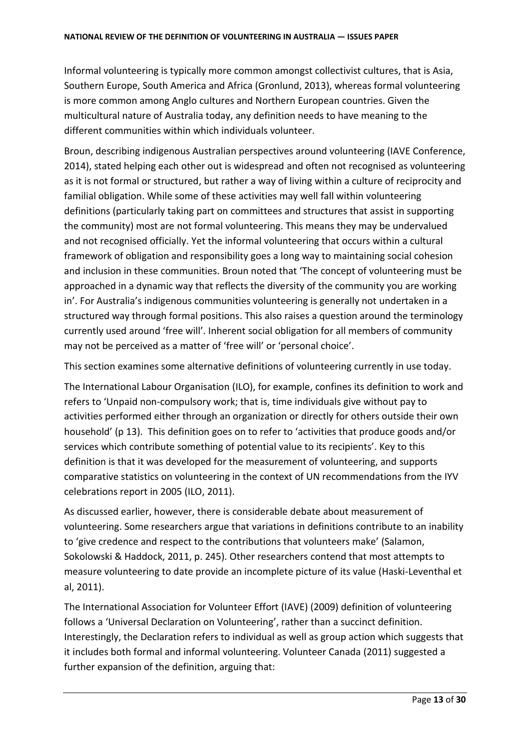Informal volunteering is typically more common amongst collectivist cultures, that is Asia, Southern Europe, South America and Africa (Gronlund, 2013), whereas formal volunteering is more common among Anglo cultures and Northern European countries. Given the multicultural nature of Australia today, any definition needs to have meaning to the different communities within which individuals volunteer.

Broun, describing indigenous Australian perspectives around volunteering (IAVE Conference, 2014), stated helping each other out is widespread and often not recognised as volunteering as it is not formal or structured, but rather a way of living within a culture of reciprocity and familial obligation. While some of these activities may well fall within volunteering definitions (particularly taking part on committees and structures that assist in supporting the community) most are not formal volunteering. This means they may be undervalued and not recognised officially. Yet the informal volunteering that occurs within a cultural framework of obligation and responsibility goes a long way to maintaining social cohesion and inclusion in these communities. Broun noted that 'The concept of volunteering must be approached in a dynamic way that reflects the diversity of the community you are working in'. For Australia's indigenous communities volunteering is generally not undertaken in a structured way through formal positions. This also raises a question around the terminology currently used around 'free will'. Inherent social obligation for all members of community may not be perceived as a matter of 'free will' or 'personal choice'.

This section examines some alternative definitions of volunteering currently in use today.

The International Labour Organisation (ILO), for example, confines its definition to work and refers to 'Unpaid non-compulsory work; that is, time individuals give without pay to activities performed either through an organization or directly for others outside their own household' (p 13). This definition goes on to refer to 'activities that produce goods and/or services which contribute something of potential value to its recipients'. Key to this definition is that it was developed for the measurement of volunteering, and supports comparative statistics on volunteering in the context of UN recommendations from the IYV celebrations report in 2005 (ILO, 2011).

As discussed earlier, however, there is considerable debate about measurement of volunteering. Some researchers argue that variations in definitions contribute to an inability to 'give credence and respect to the contributions that volunteers make' (Salamon, Sokolowski & Haddock, 2011, p. 245). Other researchers contend that most attempts to measure volunteering to date provide an incomplete picture of its value (Haski-Leventhal et al, 2011).

The International Association for Volunteer Effort (IAVE) (2009) definition of volunteering follows a 'Universal Declaration on Volunteering', rather than a succinct definition. Interestingly, the Declaration refers to individual as well as group action which suggests that it includes both formal and informal volunteering. Volunteer Canada (2011) suggested a further expansion of the definition, arguing that: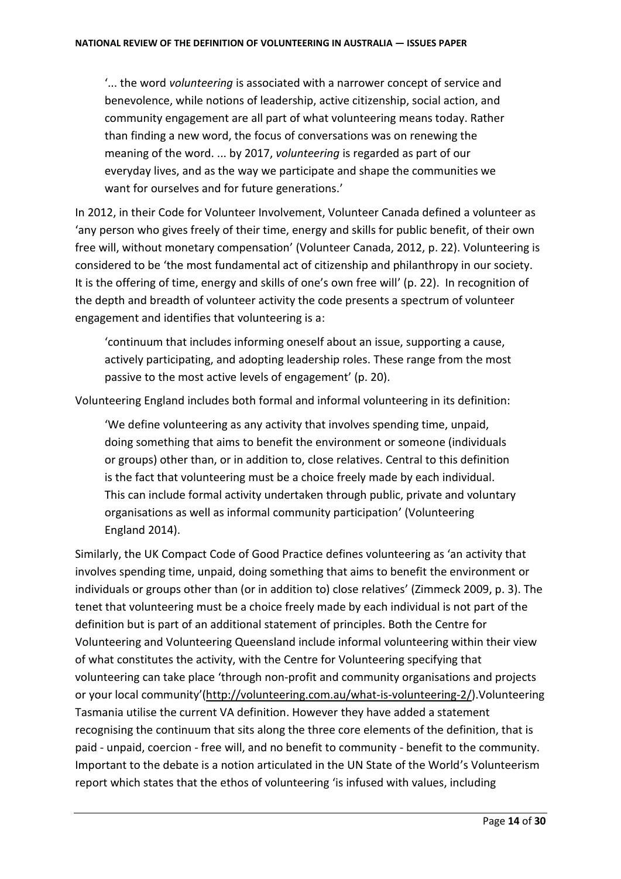> '... the word *volunteering* is associated with a narrower concept of service and benevolence, while notions of leadership, active citizenship, social action, and community engagement are all part of what volunteering means today. Rather than finding a new word, the focus of conversations was on renewing the meaning of the word. ... by 2017, *volunteering* is regarded as part of our everyday lives, and as the way we participate and shape the communities we want for ourselves and for future generations.'

In 2012, in their Code for Volunteer Involvement, Volunteer Canada defined a volunteer as 'any person who gives freely of their time, energy and skills for public benefit, of their own free will, without monetary compensation' (Volunteer Canada, 2012, p. 22). Volunteering is considered to be 'the most fundamental act of citizenship and philanthropy in our society. It is the offering of time, energy and skills of one's own free will' (p. 22). In recognition of the depth and breadth of volunteer activity the code presents a spectrum of volunteer engagement and identifies that volunteering is a:

> 'continuum that includes informing oneself about an issue, supporting a cause, actively participating, and adopting leadership roles. These range from the most passive to the most active levels of engagement' (p. 20).

Volunteering England includes both formal and informal volunteering in its definition:

> 'We define volunteering as any activity that involves spending time, unpaid, doing something that aims to benefit the environment or someone (individuals or groups) other than, or in addition to, close relatives. Central to this definition is the fact that volunteering must be a choice freely made by each individual. This can include formal activity undertaken through public, private and voluntary organisations as well as informal community participation' (Volunteering England 2014).

Similarly, the UK Compact Code of Good Practice defines volunteering as 'an activity that involves spending time, unpaid, doing something that aims to benefit the environment or individuals or groups other than (or in addition to) close relatives' (Zimmeck 2009, p. 3). The tenet that volunteering must be a choice freely made by each individual is not part of the definition but is part of an additional statement of principles. Both the Centre for Volunteering and Volunteering Queensland include informal volunteering within their view of what constitutes the activity, with the Centre for Volunteering specifying that volunteering can take place 'through non-profit and community organisations and projects or your local community'(http://volunteering.com.au/what-is-volunteering-2/).Volunteering Tasmania utilise the current VA definition. However they have added a statement recognising the continuum that sits along the three core elements of the definition, that is paid - unpaid, coercion - free will, and no benefit to community - benefit to the community. Important to the debate is a notion articulated in the UN State of the World's Volunteerism report which states that the ethos of volunteering 'is infused with values, including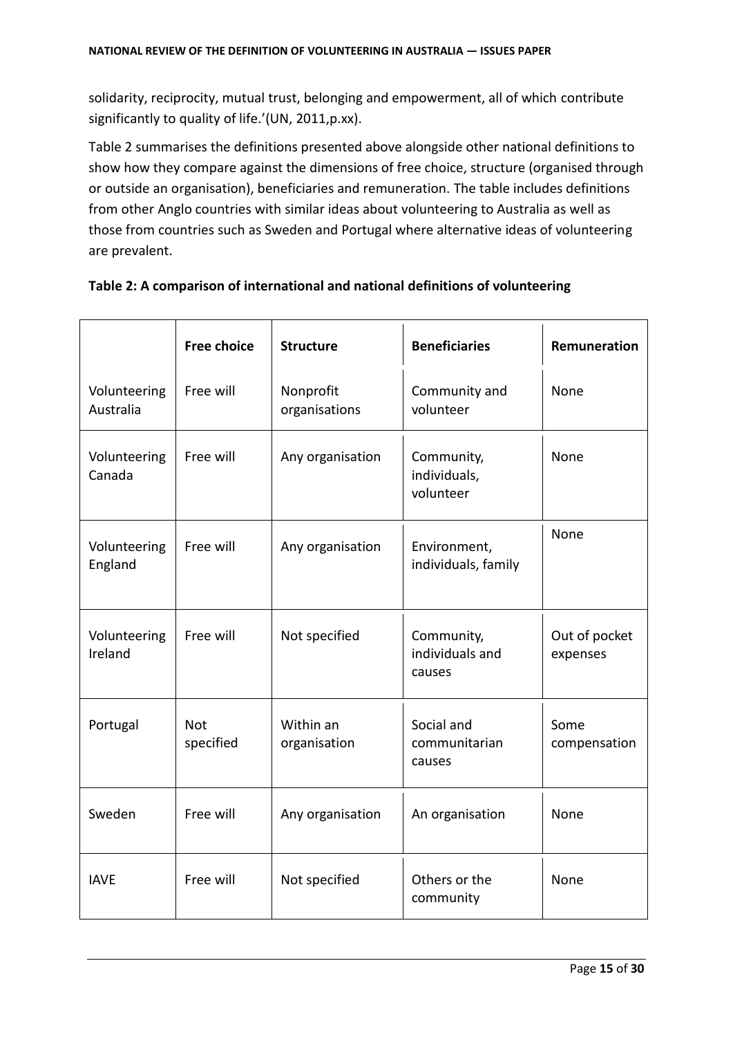solidarity, reciprocity, mutual trust, belonging and empowerment, all of which contribute significantly to quality of life.'(UN, 2011,p.xx).

Table 2 summarises the definitions presented above alongside other national definitions to show how they compare against the dimensions of free choice, structure (organised through or outside an organisation), beneficiaries and remuneration. The table includes definitions from other Anglo countries with similar ideas about volunteering to Australia as well as those from countries such as Sweden and Portugal where alternative ideas of volunteering are prevalent.

**Table 2: A comparison of international and national definitions of volunteering**

| | Free choice | Structure | Beneficiaries | Remuneration |
|---|---|---|---|---|
| Volunteering Australia | Free will | Nonprofit organisations | Community and volunteer | None |
| Volunteering Canada | Free will | Any organisation | Community, individuals, volunteer | None |
| Volunteering England | Free will | Any organisation | Environment, individuals, family | None |
| Volunteering Ireland | Free will | Not specified | Community, individuals and causes | Out of pocket expenses |
| Portugal | Not specified | Within an organisation | Social and communitarian causes | Some compensation |
| Sweden | Free will | Any organisation | An organisation | None |
| IAVE | Free will | Not specified | Others or the community | None |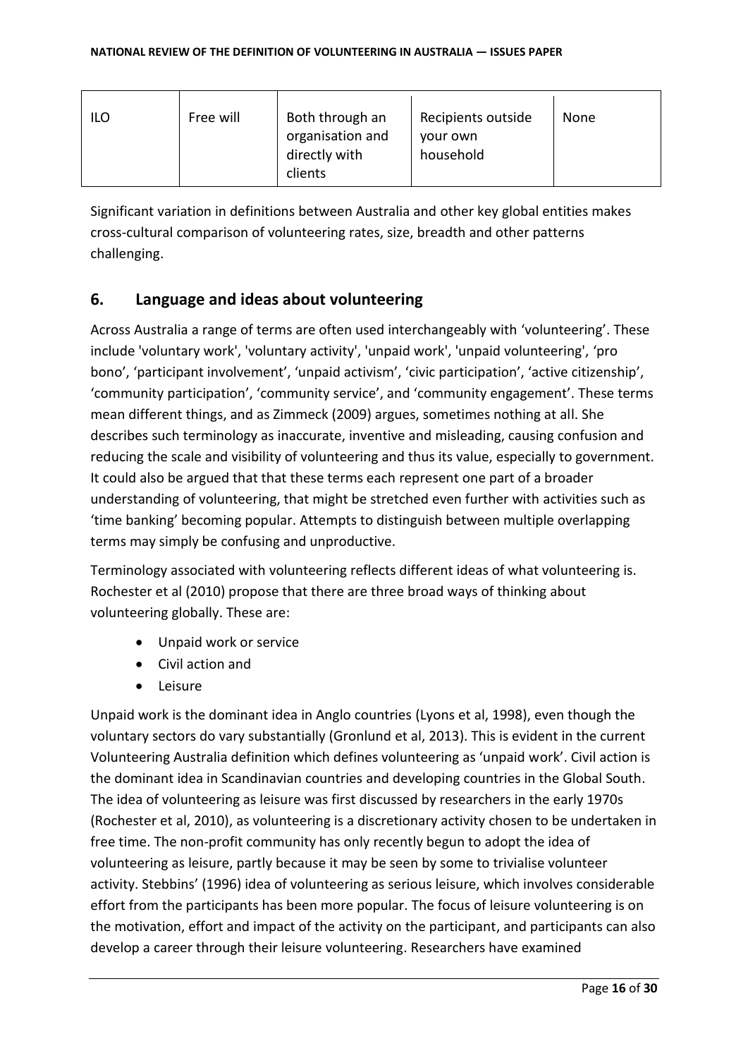| ILO | Free will | Both through an organisation and directly with clients | Recipients outside your own household | None |
|---|---|---|---|---|

Significant variation in definitions between Australia and other key global entities makes cross-cultural comparison of volunteering rates, size, breadth and other patterns challenging.

## 6. Language and ideas about volunteering

Across Australia a range of terms are often used interchangeably with 'volunteering'. These include 'voluntary work', 'voluntary activity', 'unpaid work', 'unpaid volunteering', 'pro bono', 'participant involvement', 'unpaid activism', 'civic participation', 'active citizenship', 'community participation', 'community service', and 'community engagement'. These terms mean different things, and as Zimmeck (2009) argues, sometimes nothing at all. She describes such terminology as inaccurate, inventive and misleading, causing confusion and reducing the scale and visibility of volunteering and thus its value, especially to government. It could also be argued that that these terms each represent one part of a broader understanding of volunteering, that might be stretched even further with activities such as 'time banking' becoming popular. Attempts to distinguish between multiple overlapping terms may simply be confusing and unproductive.

Terminology associated with volunteering reflects different ideas of what volunteering is. Rochester et al (2010) propose that there are three broad ways of thinking about volunteering globally. These are:

- Unpaid work or service
- Civil action and
- Leisure

Unpaid work is the dominant idea in Anglo countries (Lyons et al, 1998), even though the voluntary sectors do vary substantially (Gronlund et al, 2013). This is evident in the current Volunteering Australia definition which defines volunteering as 'unpaid work'. Civil action is the dominant idea in Scandinavian countries and developing countries in the Global South. The idea of volunteering as leisure was first discussed by researchers in the early 1970s (Rochester et al, 2010), as volunteering is a discretionary activity chosen to be undertaken in free time. The non-profit community has only recently begun to adopt the idea of volunteering as leisure, partly because it may be seen by some to trivialise volunteer activity. Stebbins' (1996) idea of volunteering as serious leisure, which involves considerable effort from the participants has been more popular. The focus of leisure volunteering is on the motivation, effort and impact of the activity on the participant, and participants can also develop a career through their leisure volunteering. Researchers have examined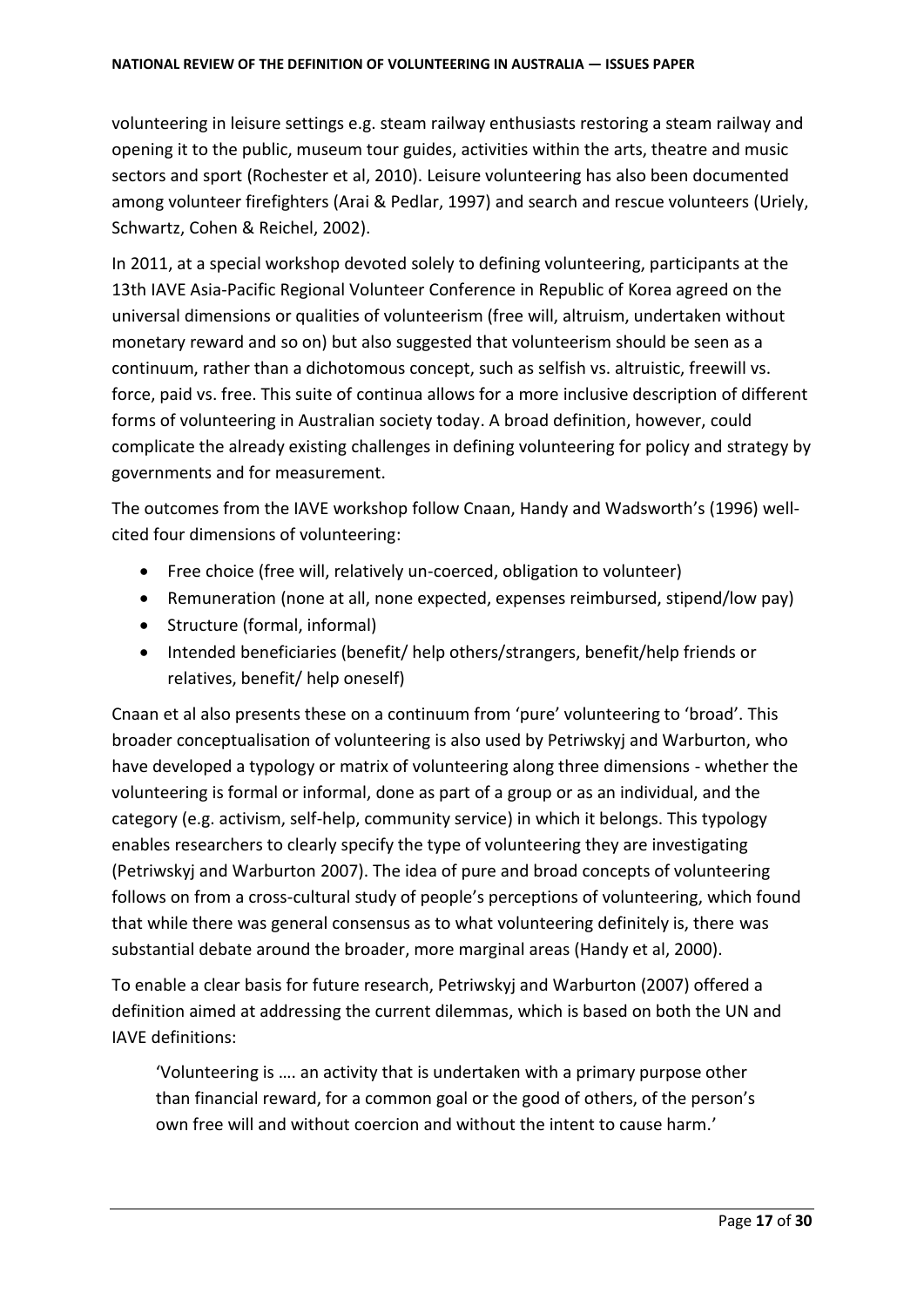volunteering in leisure settings e.g. steam railway enthusiasts restoring a steam railway and opening it to the public, museum tour guides, activities within the arts, theatre and music sectors and sport (Rochester et al, 2010). Leisure volunteering has also been documented among volunteer firefighters (Arai & Pedlar, 1997) and search and rescue volunteers (Uriely, Schwartz, Cohen & Reichel, 2002).

In 2011, at a special workshop devoted solely to defining volunteering, participants at the 13th IAVE Asia-Pacific Regional Volunteer Conference in Republic of Korea agreed on the universal dimensions or qualities of volunteerism (free will, altruism, undertaken without monetary reward and so on) but also suggested that volunteerism should be seen as a continuum, rather than a dichotomous concept, such as selfish vs. altruistic, freewill vs. force, paid vs. free. This suite of continua allows for a more inclusive description of different forms of volunteering in Australian society today. A broad definition, however, could complicate the already existing challenges in defining volunteering for policy and strategy by governments and for measurement.

The outcomes from the IAVE workshop follow Cnaan, Handy and Wadsworth's (1996) well-cited four dimensions of volunteering:

- Free choice (free will, relatively un-coerced, obligation to volunteer)
- Remuneration (none at all, none expected, expenses reimbursed, stipend/low pay)
- Structure (formal, informal)
- Intended beneficiaries (benefit/ help others/strangers, benefit/help friends or relatives, benefit/ help oneself)

Cnaan et al also presents these on a continuum from 'pure' volunteering to 'broad'. This broader conceptualisation of volunteering is also used by Petriwskyj and Warburton, who have developed a typology or matrix of volunteering along three dimensions - whether the volunteering is formal or informal, done as part of a group or as an individual, and the category (e.g. activism, self-help, community service) in which it belongs. This typology enables researchers to clearly specify the type of volunteering they are investigating (Petriwskyj and Warburton 2007). The idea of pure and broad concepts of volunteering follows on from a cross-cultural study of people's perceptions of volunteering, which found that while there was general consensus as to what volunteering definitely is, there was substantial debate around the broader, more marginal areas (Handy et al, 2000).

To enable a clear basis for future research, Petriwskyj and Warburton (2007) offered a definition aimed at addressing the current dilemmas, which is based on both the UN and IAVE definitions:

> 'Volunteering is …. an activity that is undertaken with a primary purpose other than financial reward, for a common goal or the good of others, of the person's own free will and without coercion and without the intent to cause harm.'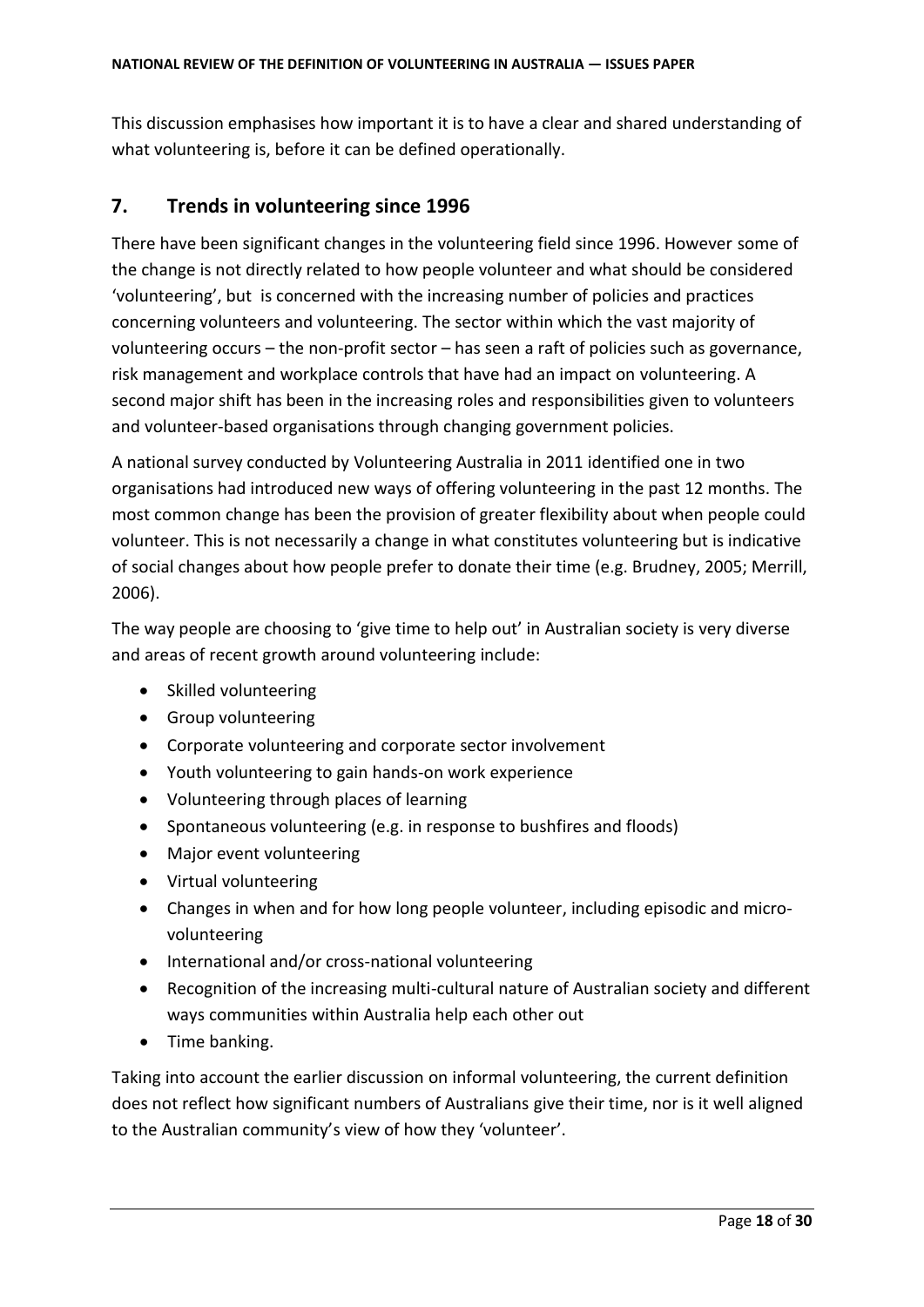This discussion emphasises how important it is to have a clear and shared understanding of what volunteering is, before it can be defined operationally.

## 7. Trends in volunteering since 1996

There have been significant changes in the volunteering field since 1996. However some of the change is not directly related to how people volunteer and what should be considered 'volunteering', but is concerned with the increasing number of policies and practices concerning volunteers and volunteering. The sector within which the vast majority of volunteering occurs – the non-profit sector – has seen a raft of policies such as governance, risk management and workplace controls that have had an impact on volunteering. A second major shift has been in the increasing roles and responsibilities given to volunteers and volunteer-based organisations through changing government policies.

A national survey conducted by Volunteering Australia in 2011 identified one in two organisations had introduced new ways of offering volunteering in the past 12 months. The most common change has been the provision of greater flexibility about when people could volunteer. This is not necessarily a change in what constitutes volunteering but is indicative of social changes about how people prefer to donate their time (e.g. Brudney, 2005; Merrill, 2006).

The way people are choosing to 'give time to help out' in Australian society is very diverse and areas of recent growth around volunteering include:

- Skilled volunteering
- Group volunteering
- Corporate volunteering and corporate sector involvement
- Youth volunteering to gain hands-on work experience
- Volunteering through places of learning
- Spontaneous volunteering (e.g. in response to bushfires and floods)
- Major event volunteering
- Virtual volunteering
- Changes in when and for how long people volunteer, including episodic and micro-volunteering
- International and/or cross-national volunteering
- Recognition of the increasing multi-cultural nature of Australian society and different ways communities within Australia help each other out
- Time banking.

Taking into account the earlier discussion on informal volunteering, the current definition does not reflect how significant numbers of Australians give their time, nor is it well aligned to the Australian community's view of how they 'volunteer'.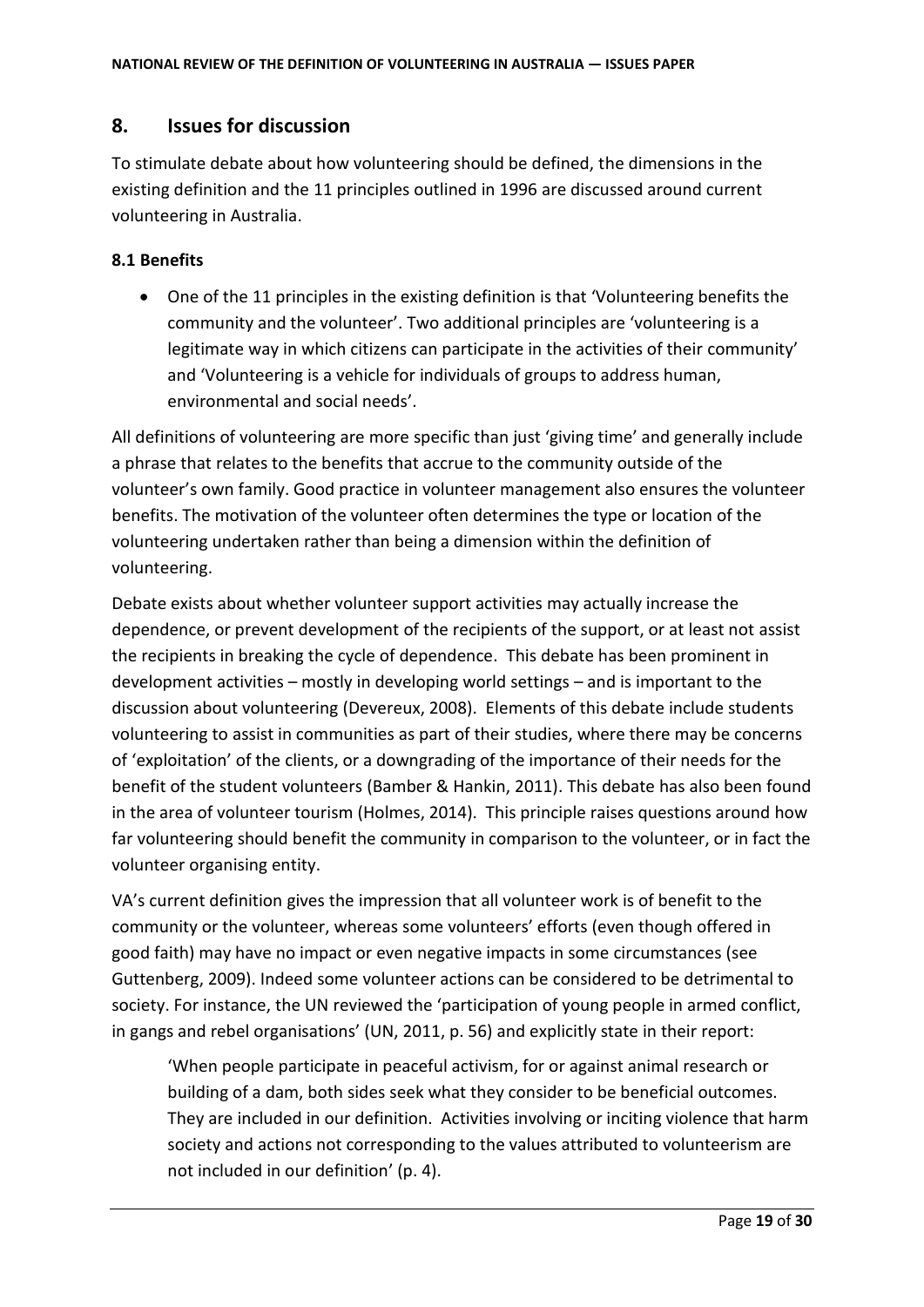## 8. Issues for discussion

To stimulate debate about how volunteering should be defined, the dimensions in the existing definition and the 11 principles outlined in 1996 are discussed around current volunteering in Australia.

### 8.1 Benefits

- One of the 11 principles in the existing definition is that 'Volunteering benefits the community and the volunteer'. Two additional principles are 'volunteering is a legitimate way in which citizens can participate in the activities of their community' and 'Volunteering is a vehicle for individuals of groups to address human, environmental and social needs'.

All definitions of volunteering are more specific than just 'giving time' and generally include a phrase that relates to the benefits that accrue to the community outside of the volunteer's own family. Good practice in volunteer management also ensures the volunteer benefits. The motivation of the volunteer often determines the type or location of the volunteering undertaken rather than being a dimension within the definition of volunteering.

Debate exists about whether volunteer support activities may actually increase the dependence, or prevent development of the recipients of the support, or at least not assist the recipients in breaking the cycle of dependence. This debate has been prominent in development activities – mostly in developing world settings – and is important to the discussion about volunteering (Devereux, 2008). Elements of this debate include students volunteering to assist in communities as part of their studies, where there may be concerns of 'exploitation' of the clients, or a downgrading of the importance of their needs for the benefit of the student volunteers (Bamber & Hankin, 2011). This debate has also been found in the area of volunteer tourism (Holmes, 2014). This principle raises questions around how far volunteering should benefit the community in comparison to the volunteer, or in fact the volunteer organising entity.

VA's current definition gives the impression that all volunteer work is of benefit to the community or the volunteer, whereas some volunteers' efforts (even though offered in good faith) may have no impact or even negative impacts in some circumstances (see Guttenberg, 2009). Indeed some volunteer actions can be considered to be detrimental to society. For instance, the UN reviewed the 'participation of young people in armed conflict, in gangs and rebel organisations' (UN, 2011, p. 56) and explicitly state in their report:

> 'When people participate in peaceful activism, for or against animal research or building of a dam, both sides seek what they consider to be beneficial outcomes. They are included in our definition. Activities involving or inciting violence that harm society and actions not corresponding to the values attributed to volunteerism are not included in our definition' (p. 4).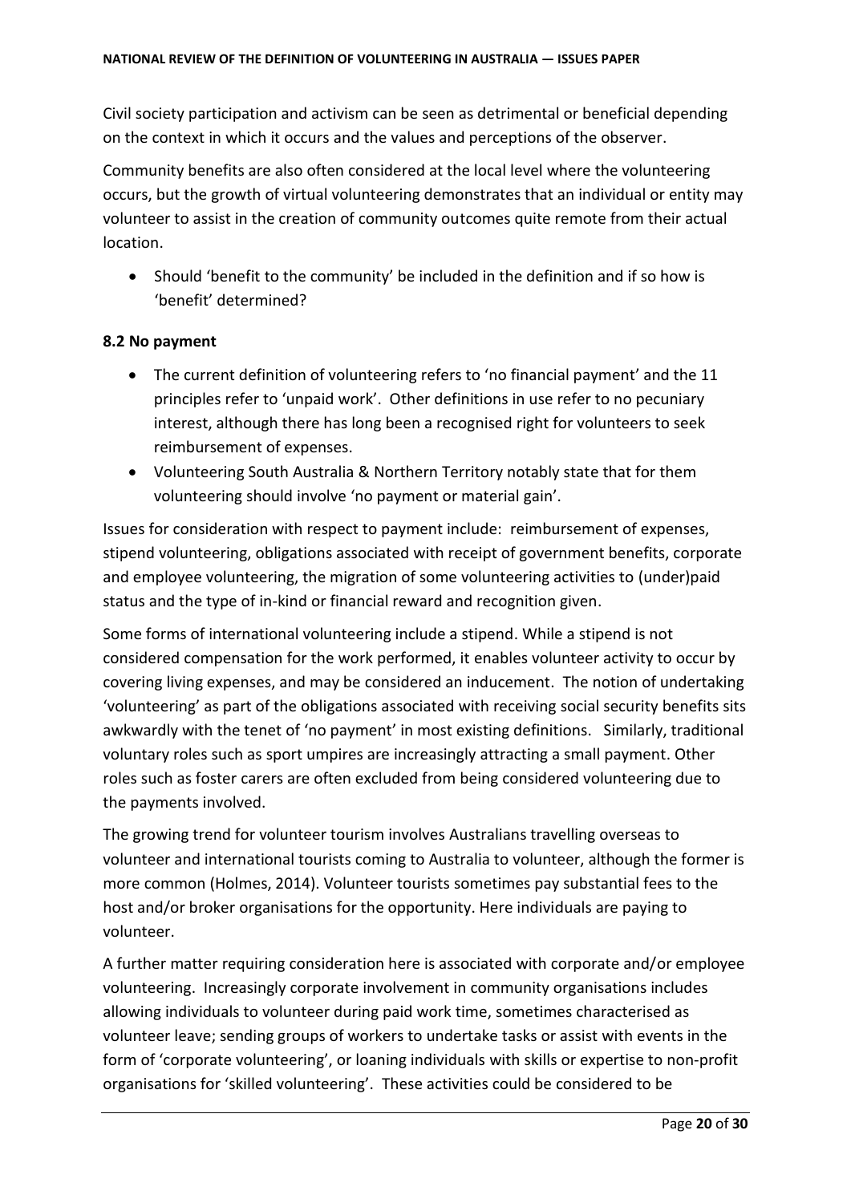Civil society participation and activism can be seen as detrimental or beneficial depending on the context in which it occurs and the values and perceptions of the observer.

Community benefits are also often considered at the local level where the volunteering occurs, but the growth of virtual volunteering demonstrates that an individual or entity may volunteer to assist in the creation of community outcomes quite remote from their actual location.

- Should 'benefit to the community' be included in the definition and if so how is 'benefit' determined?

### 8.2 No payment

- The current definition of volunteering refers to 'no financial payment' and the 11 principles refer to 'unpaid work'. Other definitions in use refer to no pecuniary interest, although there has long been a recognised right for volunteers to seek reimbursement of expenses.
- Volunteering South Australia & Northern Territory notably state that for them volunteering should involve 'no payment or material gain'.

Issues for consideration with respect to payment include: reimbursement of expenses, stipend volunteering, obligations associated with receipt of government benefits, corporate and employee volunteering, the migration of some volunteering activities to (under)paid status and the type of in-kind or financial reward and recognition given.

Some forms of international volunteering include a stipend. While a stipend is not considered compensation for the work performed, it enables volunteer activity to occur by covering living expenses, and may be considered an inducement. The notion of undertaking 'volunteering' as part of the obligations associated with receiving social security benefits sits awkwardly with the tenet of 'no payment' in most existing definitions. Similarly, traditional voluntary roles such as sport umpires are increasingly attracting a small payment. Other roles such as foster carers are often excluded from being considered volunteering due to the payments involved.

The growing trend for volunteer tourism involves Australians travelling overseas to volunteer and international tourists coming to Australia to volunteer, although the former is more common (Holmes, 2014). Volunteer tourists sometimes pay substantial fees to the host and/or broker organisations for the opportunity. Here individuals are paying to volunteer.

A further matter requiring consideration here is associated with corporate and/or employee volunteering. Increasingly corporate involvement in community organisations includes allowing individuals to volunteer during paid work time, sometimes characterised as volunteer leave; sending groups of workers to undertake tasks or assist with events in the form of 'corporate volunteering', or loaning individuals with skills or expertise to non-profit organisations for 'skilled volunteering'. These activities could be considered to be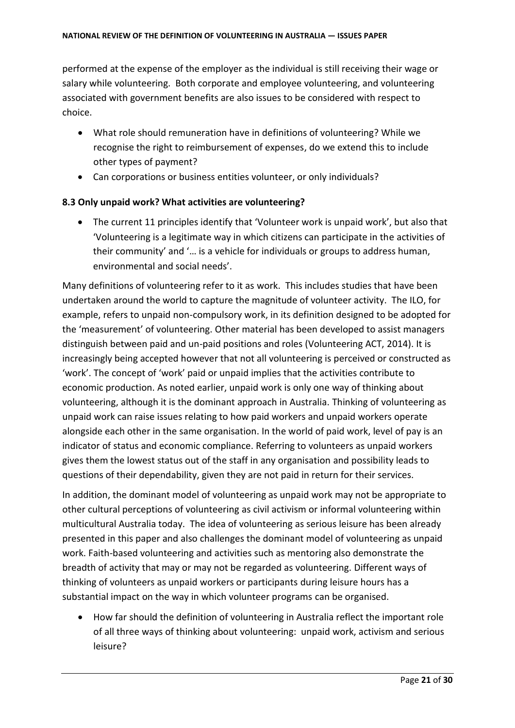performed at the expense of the employer as the individual is still receiving their wage or salary while volunteering. Both corporate and employee volunteering, and volunteering associated with government benefits are also issues to be considered with respect to choice.

- What role should remuneration have in definitions of volunteering? While we recognise the right to reimbursement of expenses, do we extend this to include other types of payment?
- Can corporations or business entities volunteer, or only individuals?

### 8.3 Only unpaid work? What activities are volunteering?

- The current 11 principles identify that 'Volunteer work is unpaid work', but also that 'Volunteering is a legitimate way in which citizens can participate in the activities of their community' and '… is a vehicle for individuals or groups to address human, environmental and social needs'.

Many definitions of volunteering refer to it as work. This includes studies that have been undertaken around the world to capture the magnitude of volunteer activity. The ILO, for example, refers to unpaid non-compulsory work, in its definition designed to be adopted for the 'measurement' of volunteering. Other material has been developed to assist managers distinguish between paid and un-paid positions and roles (Volunteering ACT, 2014). It is increasingly being accepted however that not all volunteering is perceived or constructed as 'work'. The concept of 'work' paid or unpaid implies that the activities contribute to economic production. As noted earlier, unpaid work is only one way of thinking about volunteering, although it is the dominant approach in Australia. Thinking of volunteering as unpaid work can raise issues relating to how paid workers and unpaid workers operate alongside each other in the same organisation. In the world of paid work, level of pay is an indicator of status and economic compliance. Referring to volunteers as unpaid workers gives them the lowest status out of the staff in any organisation and possibility leads to questions of their dependability, given they are not paid in return for their services.

In addition, the dominant model of volunteering as unpaid work may not be appropriate to other cultural perceptions of volunteering as civil activism or informal volunteering within multicultural Australia today. The idea of volunteering as serious leisure has been already presented in this paper and also challenges the dominant model of volunteering as unpaid work. Faith-based volunteering and activities such as mentoring also demonstrate the breadth of activity that may or may not be regarded as volunteering. Different ways of thinking of volunteers as unpaid workers or participants during leisure hours has a substantial impact on the way in which volunteer programs can be organised.

- How far should the definition of volunteering in Australia reflect the important role of all three ways of thinking about volunteering: unpaid work, activism and serious leisure?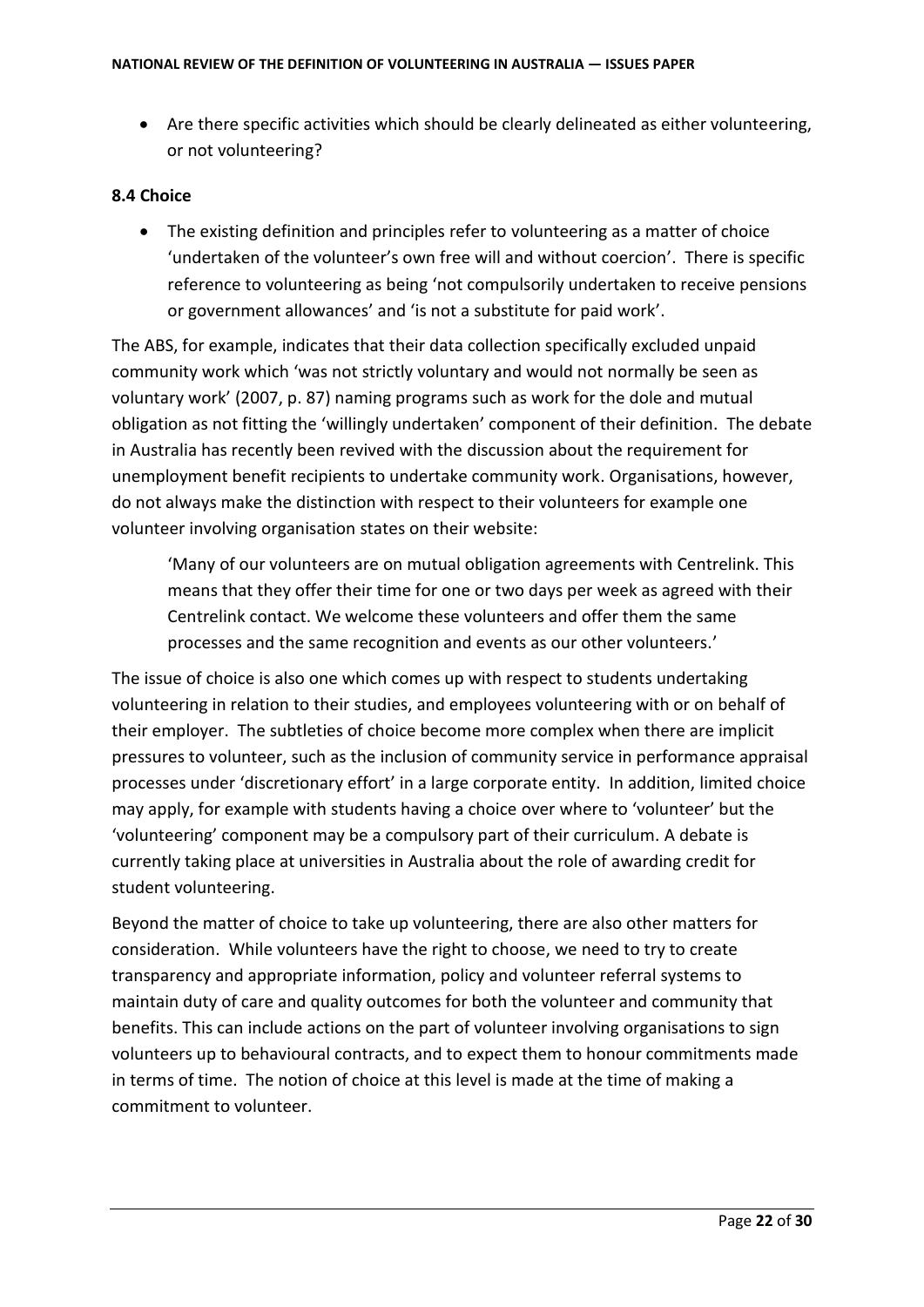- Are there specific activities which should be clearly delineated as either volunteering, or not volunteering?

### 8.4 Choice

- The existing definition and principles refer to volunteering as a matter of choice 'undertaken of the volunteer's own free will and without coercion'. There is specific reference to volunteering as being 'not compulsorily undertaken to receive pensions or government allowances' and 'is not a substitute for paid work'.

The ABS, for example, indicates that their data collection specifically excluded unpaid community work which 'was not strictly voluntary and would not normally be seen as voluntary work' (2007, p. 87) naming programs such as work for the dole and mutual obligation as not fitting the 'willingly undertaken' component of their definition. The debate in Australia has recently been revived with the discussion about the requirement for unemployment benefit recipients to undertake community work. Organisations, however, do not always make the distinction with respect to their volunteers for example one volunteer involving organisation states on their website:

> 'Many of our volunteers are on mutual obligation agreements with Centrelink. This means that they offer their time for one or two days per week as agreed with their Centrelink contact. We welcome these volunteers and offer them the same processes and the same recognition and events as our other volunteers.'

The issue of choice is also one which comes up with respect to students undertaking volunteering in relation to their studies, and employees volunteering with or on behalf of their employer. The subtleties of choice become more complex when there are implicit pressures to volunteer, such as the inclusion of community service in performance appraisal processes under 'discretionary effort' in a large corporate entity. In addition, limited choice may apply, for example with students having a choice over where to 'volunteer' but the 'volunteering' component may be a compulsory part of their curriculum. A debate is currently taking place at universities in Australia about the role of awarding credit for student volunteering.

Beyond the matter of choice to take up volunteering, there are also other matters for consideration. While volunteers have the right to choose, we need to try to create transparency and appropriate information, policy and volunteer referral systems to maintain duty of care and quality outcomes for both the volunteer and community that benefits. This can include actions on the part of volunteer involving organisations to sign volunteers up to behavioural contracts, and to expect them to honour commitments made in terms of time. The notion of choice at this level is made at the time of making a commitment to volunteer.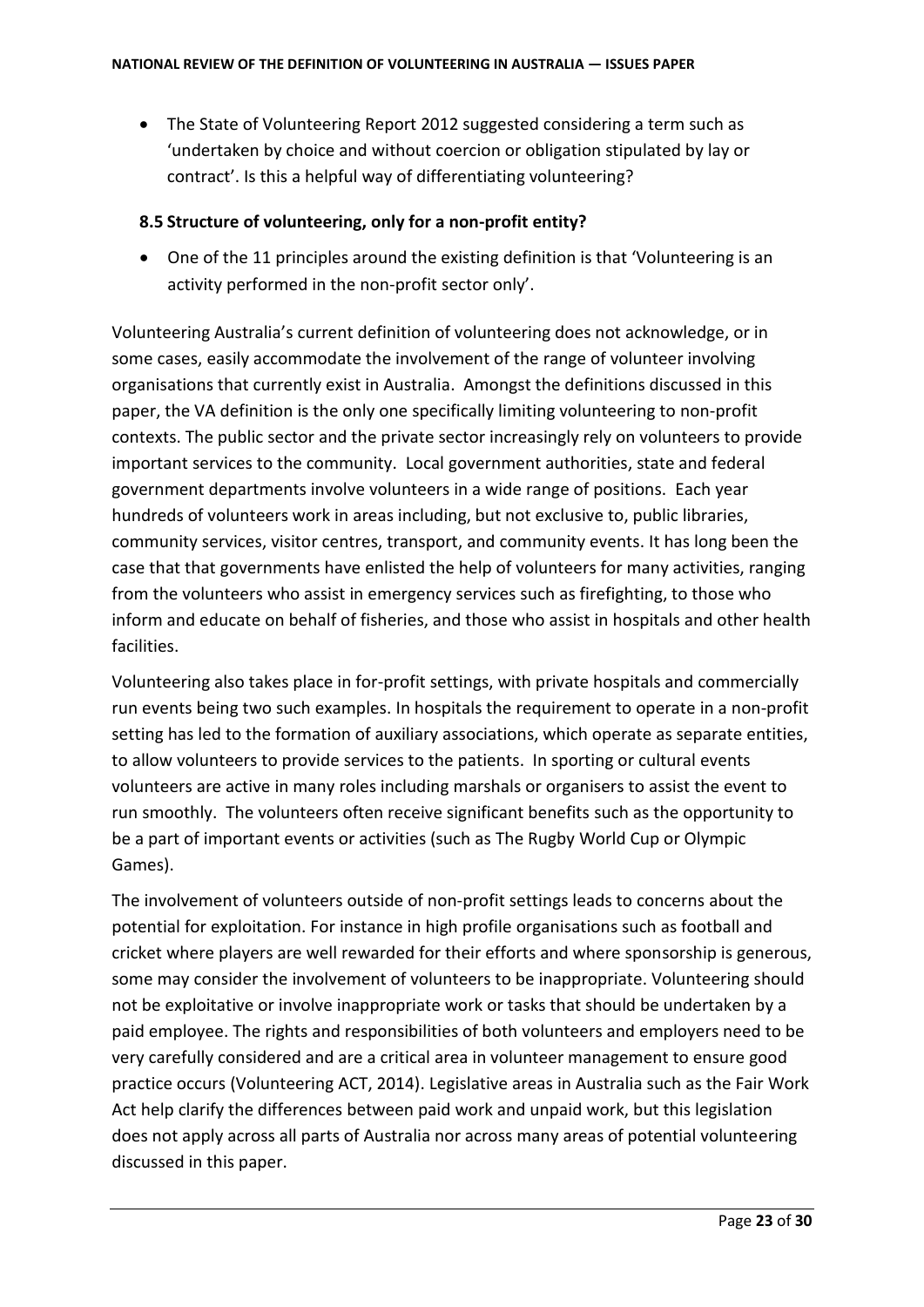- The State of Volunteering Report 2012 suggested considering a term such as 'undertaken by choice and without coercion or obligation stipulated by lay or contract'. Is this a helpful way of differentiating volunteering?

### 8.5 Structure of volunteering, only for a non-profit entity?

- One of the 11 principles around the existing definition is that 'Volunteering is an activity performed in the non-profit sector only'.

Volunteering Australia's current definition of volunteering does not acknowledge, or in some cases, easily accommodate the involvement of the range of volunteer involving organisations that currently exist in Australia. Amongst the definitions discussed in this paper, the VA definition is the only one specifically limiting volunteering to non-profit contexts. The public sector and the private sector increasingly rely on volunteers to provide important services to the community. Local government authorities, state and federal government departments involve volunteers in a wide range of positions. Each year hundreds of volunteers work in areas including, but not exclusive to, public libraries, community services, visitor centres, transport, and community events. It has long been the case that that governments have enlisted the help of volunteers for many activities, ranging from the volunteers who assist in emergency services such as firefighting, to those who inform and educate on behalf of fisheries, and those who assist in hospitals and other health facilities.

Volunteering also takes place in for-profit settings, with private hospitals and commercially run events being two such examples. In hospitals the requirement to operate in a non-profit setting has led to the formation of auxiliary associations, which operate as separate entities, to allow volunteers to provide services to the patients. In sporting or cultural events volunteers are active in many roles including marshals or organisers to assist the event to run smoothly. The volunteers often receive significant benefits such as the opportunity to be a part of important events or activities (such as The Rugby World Cup or Olympic Games).

The involvement of volunteers outside of non-profit settings leads to concerns about the potential for exploitation. For instance in high profile organisations such as football and cricket where players are well rewarded for their efforts and where sponsorship is generous, some may consider the involvement of volunteers to be inappropriate. Volunteering should not be exploitative or involve inappropriate work or tasks that should be undertaken by a paid employee. The rights and responsibilities of both volunteers and employers need to be very carefully considered and are a critical area in volunteer management to ensure good practice occurs (Volunteering ACT, 2014). Legislative areas in Australia such as the Fair Work Act help clarify the differences between paid work and unpaid work, but this legislation does not apply across all parts of Australia nor across many areas of potential volunteering discussed in this paper.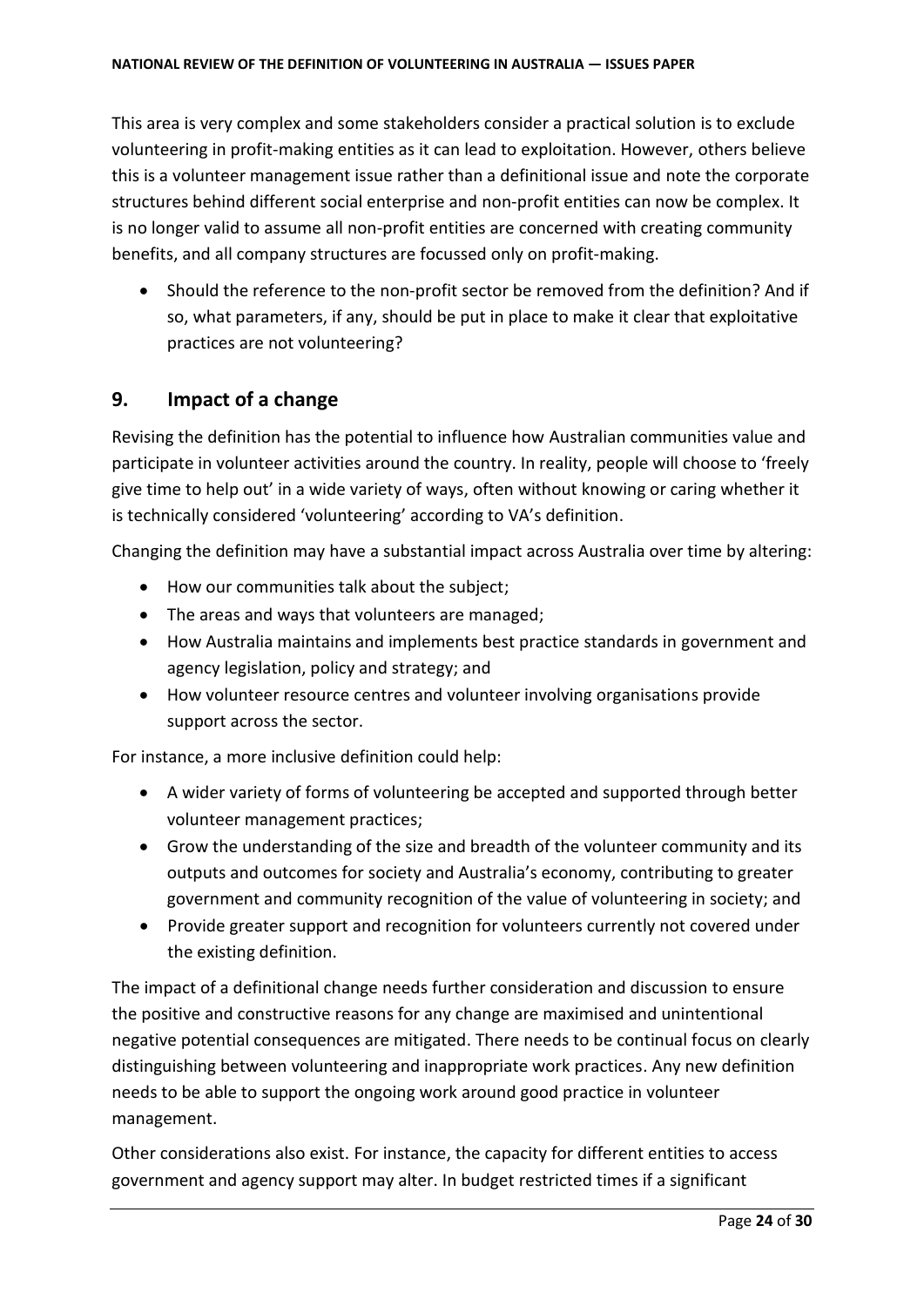This area is very complex and some stakeholders consider a practical solution is to exclude volunteering in profit-making entities as it can lead to exploitation. However, others believe this is a volunteer management issue rather than a definitional issue and note the corporate structures behind different social enterprise and non-profit entities can now be complex. It is no longer valid to assume all non-profit entities are concerned with creating community benefits, and all company structures are focussed only on profit-making.

- Should the reference to the non-profit sector be removed from the definition? And if so, what parameters, if any, should be put in place to make it clear that exploitative practices are not volunteering?

## 9. Impact of a change

Revising the definition has the potential to influence how Australian communities value and participate in volunteer activities around the country. In reality, people will choose to 'freely give time to help out' in a wide variety of ways, often without knowing or caring whether it is technically considered 'volunteering' according to VA's definition.

Changing the definition may have a substantial impact across Australia over time by altering:

- How our communities talk about the subject;
- The areas and ways that volunteers are managed;
- How Australia maintains and implements best practice standards in government and agency legislation, policy and strategy; and
- How volunteer resource centres and volunteer involving organisations provide support across the sector.

For instance, a more inclusive definition could help:

- A wider variety of forms of volunteering be accepted and supported through better volunteer management practices;
- Grow the understanding of the size and breadth of the volunteer community and its outputs and outcomes for society and Australia's economy, contributing to greater government and community recognition of the value of volunteering in society; and
- Provide greater support and recognition for volunteers currently not covered under the existing definition.

The impact of a definitional change needs further consideration and discussion to ensure the positive and constructive reasons for any change are maximised and unintentional negative potential consequences are mitigated. There needs to be continual focus on clearly distinguishing between volunteering and inappropriate work practices. Any new definition needs to be able to support the ongoing work around good practice in volunteer management.

Other considerations also exist. For instance, the capacity for different entities to access government and agency support may alter. In budget restricted times if a significant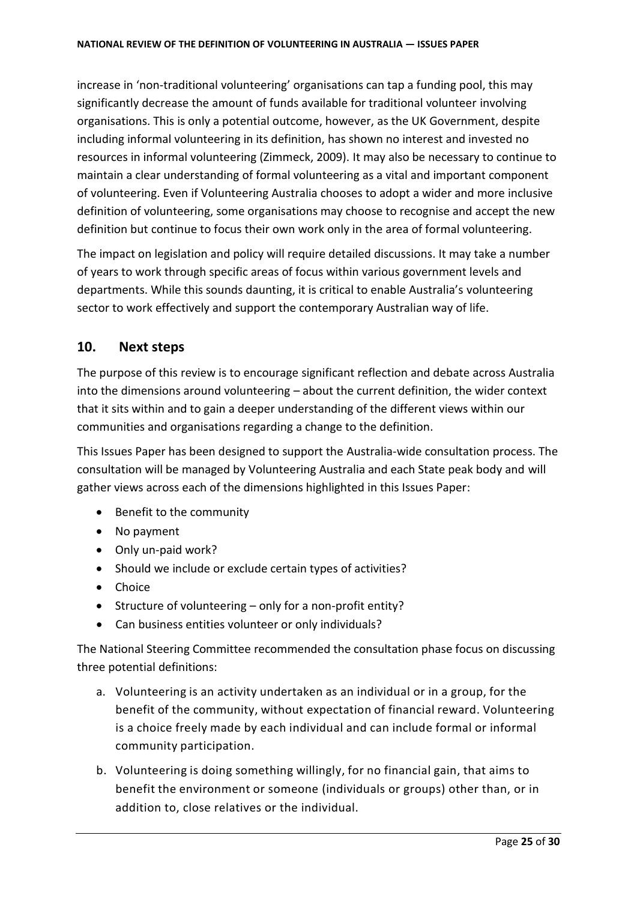increase in 'non-traditional volunteering' organisations can tap a funding pool, this may significantly decrease the amount of funds available for traditional volunteer involving organisations. This is only a potential outcome, however, as the UK Government, despite including informal volunteering in its definition, has shown no interest and invested no resources in informal volunteering (Zimmeck, 2009). It may also be necessary to continue to maintain a clear understanding of formal volunteering as a vital and important component of volunteering. Even if Volunteering Australia chooses to adopt a wider and more inclusive definition of volunteering, some organisations may choose to recognise and accept the new definition but continue to focus their own work only in the area of formal volunteering.

The impact on legislation and policy will require detailed discussions. It may take a number of years to work through specific areas of focus within various government levels and departments. While this sounds daunting, it is critical to enable Australia's volunteering sector to work effectively and support the contemporary Australian way of life.

## 10. Next steps

The purpose of this review is to encourage significant reflection and debate across Australia into the dimensions around volunteering – about the current definition, the wider context that it sits within and to gain a deeper understanding of the different views within our communities and organisations regarding a change to the definition.

This Issues Paper has been designed to support the Australia-wide consultation process. The consultation will be managed by Volunteering Australia and each State peak body and will gather views across each of the dimensions highlighted in this Issues Paper:

- Benefit to the community
- No payment
- Only un-paid work?
- Should we include or exclude certain types of activities?
- Choice
- Structure of volunteering – only for a non-profit entity?
- Can business entities volunteer or only individuals?

The National Steering Committee recommended the consultation phase focus on discussing three potential definitions:

a. Volunteering is an activity undertaken as an individual or in a group, for the benefit of the community, without expectation of financial reward. Volunteering is a choice freely made by each individual and can include formal or informal community participation.

b. Volunteering is doing something willingly, for no financial gain, that aims to benefit the environment or someone (individuals or groups) other than, or in addition to, close relatives or the individual.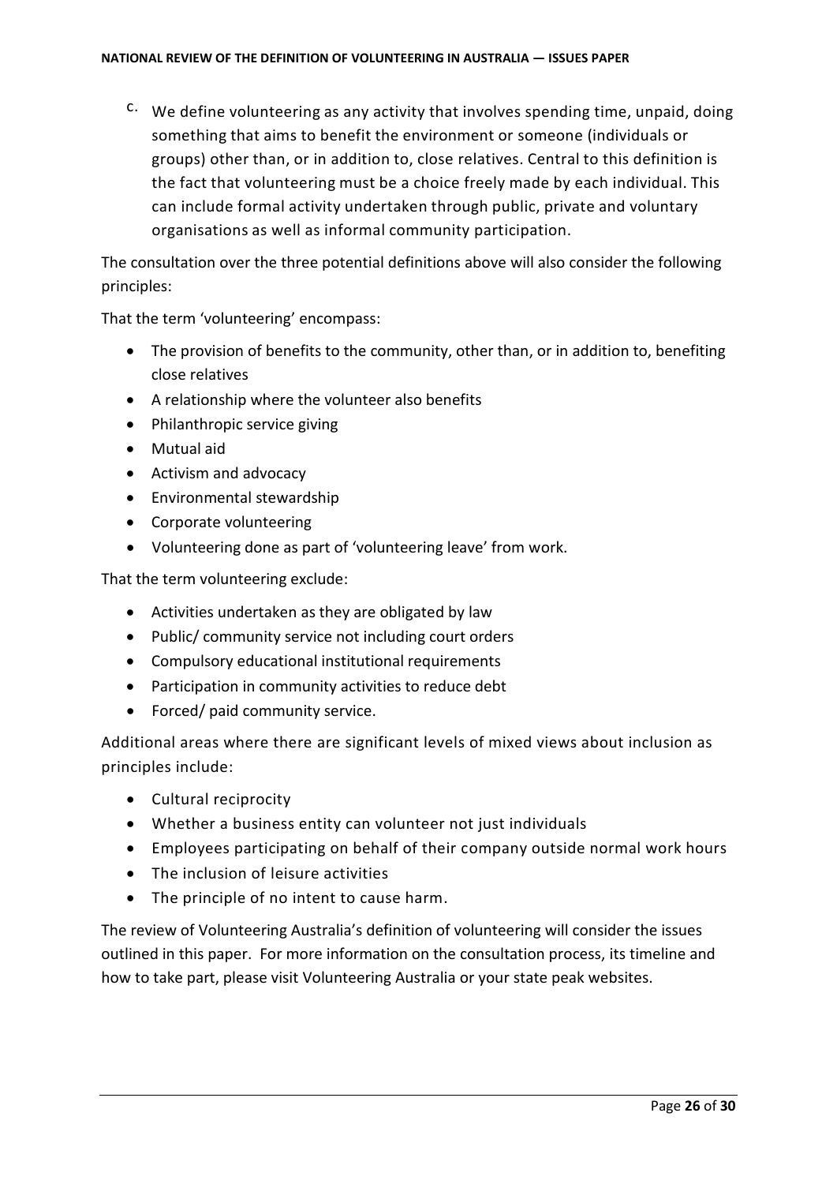c. We define volunteering as any activity that involves spending time, unpaid, doing something that aims to benefit the environment or someone (individuals or groups) other than, or in addition to, close relatives. Central to this definition is the fact that volunteering must be a choice freely made by each individual. This can include formal activity undertaken through public, private and voluntary organisations as well as informal community participation.

The consultation over the three potential definitions above will also consider the following principles:

That the term 'volunteering' encompass:

- The provision of benefits to the community, other than, or in addition to, benefiting close relatives
- A relationship where the volunteer also benefits
- Philanthropic service giving
- Mutual aid
- Activism and advocacy
- Environmental stewardship
- Corporate volunteering
- Volunteering done as part of 'volunteering leave' from work.

That the term volunteering exclude:

- Activities undertaken as they are obligated by law
- Public/ community service not including court orders
- Compulsory educational institutional requirements
- Participation in community activities to reduce debt
- Forced/ paid community service.

Additional areas where there are significant levels of mixed views about inclusion as principles include:

- Cultural reciprocity
- Whether a business entity can volunteer not just individuals
- Employees participating on behalf of their company outside normal work hours
- The inclusion of leisure activities
- The principle of no intent to cause harm.

The review of Volunteering Australia's definition of volunteering will consider the issues outlined in this paper. For more information on the consultation process, its timeline and how to take part, please visit Volunteering Australia or your state peak websites.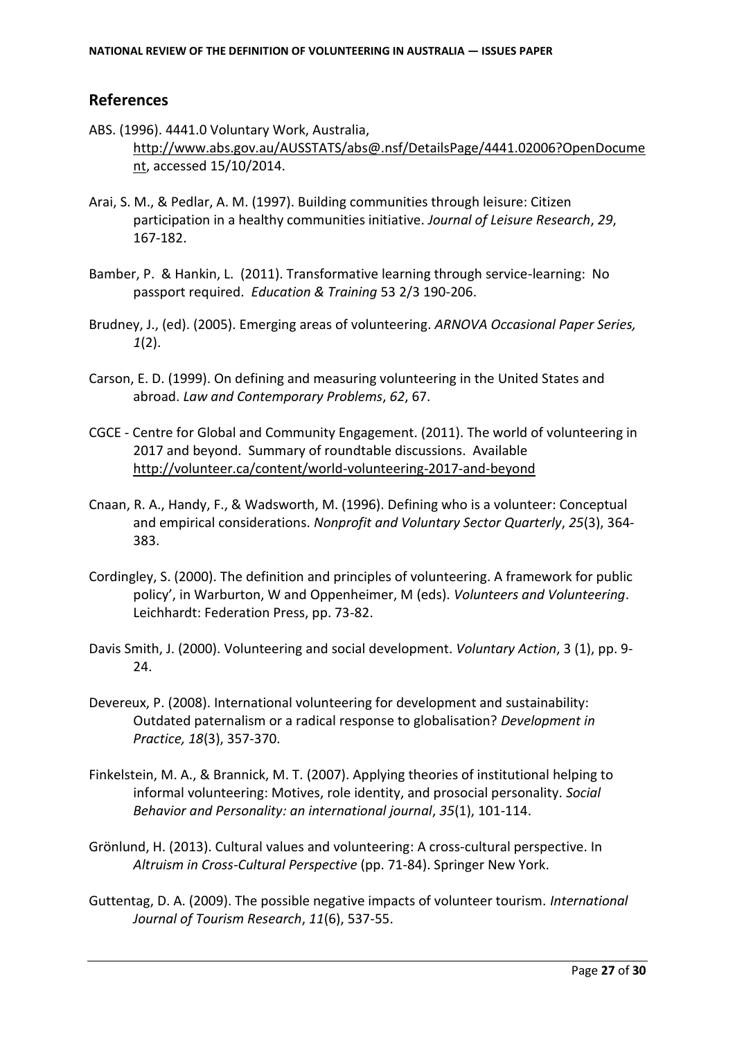## References

ABS. (1996). 4441.0 Voluntary Work, Australia, http://www.abs.gov.au/AUSSTATS/abs@.nsf/DetailsPage/4441.02006?OpenDocument, accessed 15/10/2014.

Arai, S. M., & Pedlar, A. M. (1997). Building communities through leisure: Citizen participation in a healthy communities initiative. *Journal of Leisure Research*, *29*, 167-182.

Bamber, P. & Hankin, L. (2011). Transformative learning through service-learning: No passport required. *Education & Training* 53 2/3 190-206.

Brudney, J., (ed). (2005). Emerging areas of volunteering. *ARNOVA Occasional Paper Series, 1*(2).

Carson, E. D. (1999). On defining and measuring volunteering in the United States and abroad. *Law and Contemporary Problems*, *62*, 67.

CGCE - Centre for Global and Community Engagement. (2011). The world of volunteering in 2017 and beyond. Summary of roundtable discussions. Available http://volunteer.ca/content/world-volunteering-2017-and-beyond

Cnaan, R. A., Handy, F., & Wadsworth, M. (1996). Defining who is a volunteer: Conceptual and empirical considerations. *Nonprofit and Voluntary Sector Quarterly*, *25*(3), 364-383.

Cordingley, S. (2000). The definition and principles of volunteering. A framework for public policy', in Warburton, W and Oppenheimer, M (eds). *Volunteers and Volunteering*. Leichhardt: Federation Press, pp. 73-82.

Davis Smith, J. (2000). Volunteering and social development. *Voluntary Action*, 3 (1), pp. 9-24.

Devereux, P. (2008). International volunteering for development and sustainability: Outdated paternalism or a radical response to globalisation? *Development in Practice, 18*(3), 357-370.

Finkelstein, M. A., & Brannick, M. T. (2007). Applying theories of institutional helping to informal volunteering: Motives, role identity, and prosocial personality. *Social Behavior and Personality: an international journal*, *35*(1), 101-114.

Grönlund, H. (2013). Cultural values and volunteering: A cross-cultural perspective. In *Altruism in Cross-Cultural Perspective* (pp. 71-84). Springer New York.

Guttentag, D. A. (2009). The possible negative impacts of volunteer tourism. *International Journal of Tourism Research*, *11*(6), 537-55.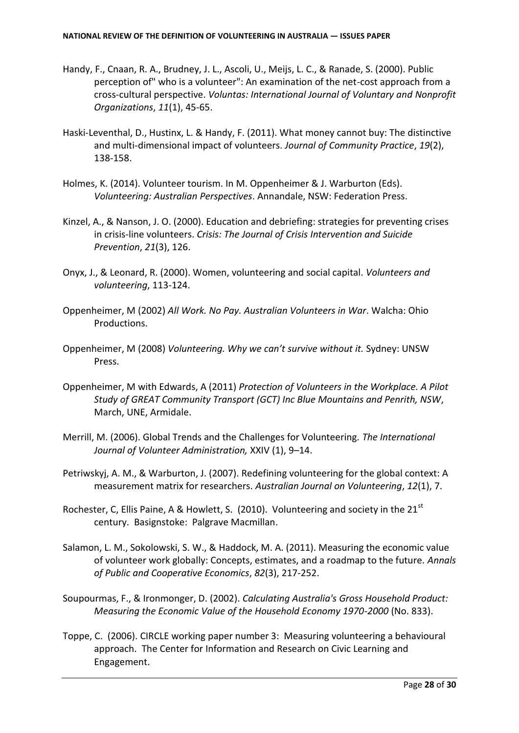Handy, F., Cnaan, R. A., Brudney, J. L., Ascoli, U., Meijs, L. C., & Ranade, S. (2000). Public perception of" who is a volunteer": An examination of the net-cost approach from a cross-cultural perspective. *Voluntas: International Journal of Voluntary and Nonprofit Organizations*, *11*(1), 45-65.

Haski-Leventhal, D., Hustinx, L. & Handy, F. (2011). What money cannot buy: The distinctive and multi-dimensional impact of volunteers. *Journal of Community Practice*, *19*(2), 138-158.

Holmes, K. (2014). Volunteer tourism. In M. Oppenheimer & J. Warburton (Eds). *Volunteering: Australian Perspectives*. Annandale, NSW: Federation Press.

Kinzel, A., & Nanson, J. O. (2000). Education and debriefing: strategies for preventing crises in crisis-line volunteers. *Crisis: The Journal of Crisis Intervention and Suicide Prevention*, *21*(3), 126.

Onyx, J., & Leonard, R. (2000). Women, volunteering and social capital. *Volunteers and volunteering*, 113-124.

Oppenheimer, M (2002) *All Work. No Pay. Australian Volunteers in War*. Walcha: Ohio Productions.

Oppenheimer, M (2008) *Volunteering. Why we can't survive without it.* Sydney: UNSW Press.

Oppenheimer, M with Edwards, A (2011) *Protection of Volunteers in the Workplace. A Pilot Study of GREAT Community Transport (GCT) Inc Blue Mountains and Penrith, NSW*, March, UNE, Armidale.

Merrill, M. (2006). Global Trends and the Challenges for Volunteering. *The International Journal of Volunteer Administration,* XXIV (1), 9–14.

Petriwskyj, A. M., & Warburton, J. (2007). Redefining volunteering for the global context: A measurement matrix for researchers. *Australian Journal on Volunteering*, *12*(1), 7.

Rochester, C, Ellis Paine, A & Howlett, S. (2010). Volunteering and society in the 21st century. Basignstoke: Palgrave Macmillan.

Salamon, L. M., Sokolowski, S. W., & Haddock, M. A. (2011). Measuring the economic value of volunteer work globally: Concepts, estimates, and a roadmap to the future. *Annals of Public and Cooperative Economics*, *82*(3), 217-252.

Soupourmas, F., & Ironmonger, D. (2002). *Calculating Australia's Gross Household Product: Measuring the Economic Value of the Household Economy 1970-2000* (No. 833).

Toppe, C. (2006). CIRCLE working paper number 3: Measuring volunteering a behavioural approach. The Center for Information and Research on Civic Learning and Engagement.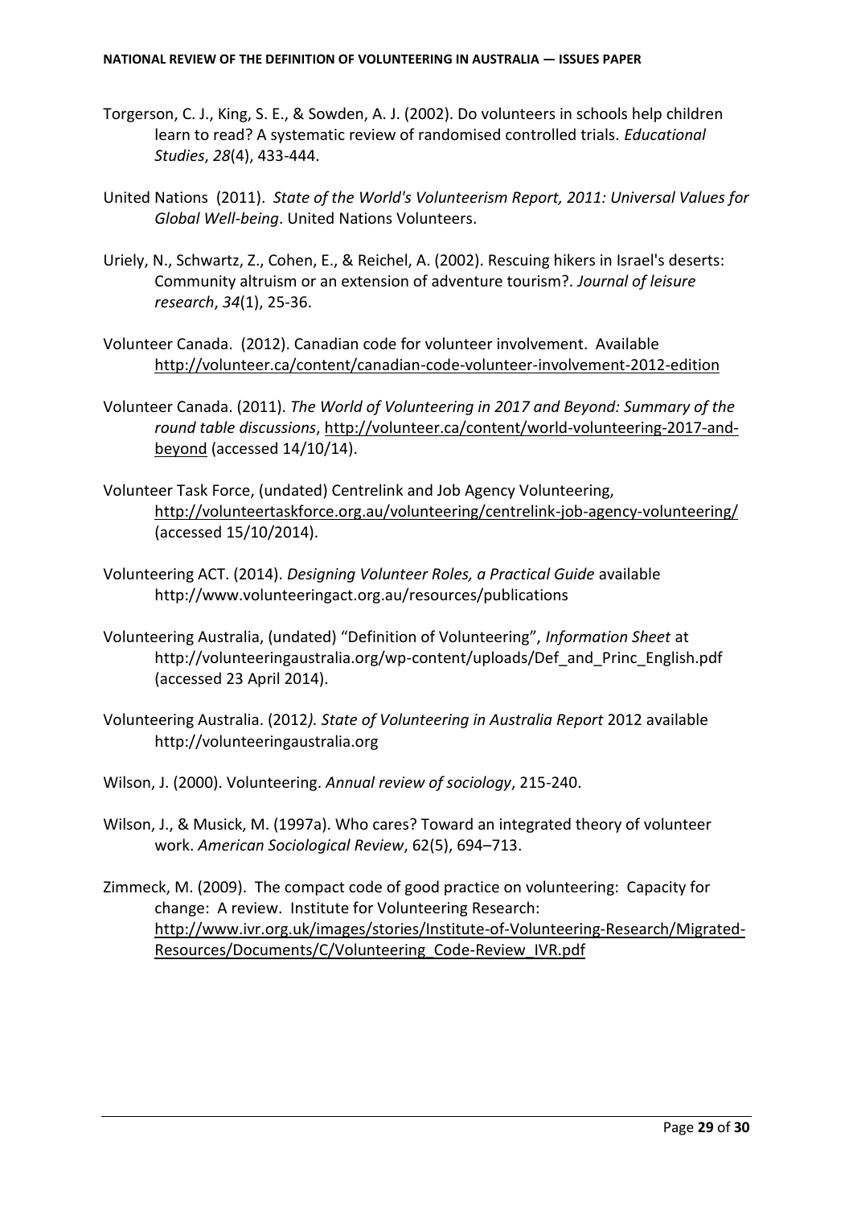Torgerson, C. J., King, S. E., & Sowden, A. J. (2002). Do volunteers in schools help children learn to read? A systematic review of randomised controlled trials. *Educational Studies*, *28*(4), 433-444.

United Nations (2011). *State of the World's Volunteerism Report, 2011: Universal Values for Global Well-being*. United Nations Volunteers.

Uriely, N., Schwartz, Z., Cohen, E., & Reichel, A. (2002). Rescuing hikers in Israel's deserts: Community altruism or an extension of adventure tourism?. *Journal of leisure research*, *34*(1), 25-36.

Volunteer Canada. (2012). Canadian code for volunteer involvement. Available http://volunteer.ca/content/canadian-code-volunteer-involvement-2012-edition

Volunteer Canada. (2011). *The World of Volunteering in 2017 and Beyond: Summary of the round table discussions*, http://volunteer.ca/content/world-volunteering-2017-and-beyond (accessed 14/10/14).

Volunteer Task Force, (undated) Centrelink and Job Agency Volunteering, http://volunteertaskforce.org.au/volunteering/centrelink-job-agency-volunteering/ (accessed 15/10/2014).

Volunteering ACT. (2014). *Designing Volunteer Roles, a Practical Guide* available http://www.volunteeringact.org.au/resources/publications

Volunteering Australia, (undated) "Definition of Volunteering", *Information Sheet* at http://volunteeringaustralia.org/wp-content/uploads/Def_and_Princ_English.pdf (accessed 23 April 2014).

Volunteering Australia. (2012*). State of Volunteering in Australia Report* 2012 available http://volunteeringaustralia.org

Wilson, J. (2000). Volunteering. *Annual review of sociology*, 215-240.

Wilson, J., & Musick, M. (1997a). Who cares? Toward an integrated theory of volunteer work. *American Sociological Review*, 62(5), 694–713.

Zimmeck, M. (2009). The compact code of good practice on volunteering: Capacity for change: A review. Institute for Volunteering Research: http://www.ivr.org.uk/images/stories/Institute-of-Volunteering-Research/Migrated-Resources/Documents/C/Volunteering_Code-Review_IVR.pdf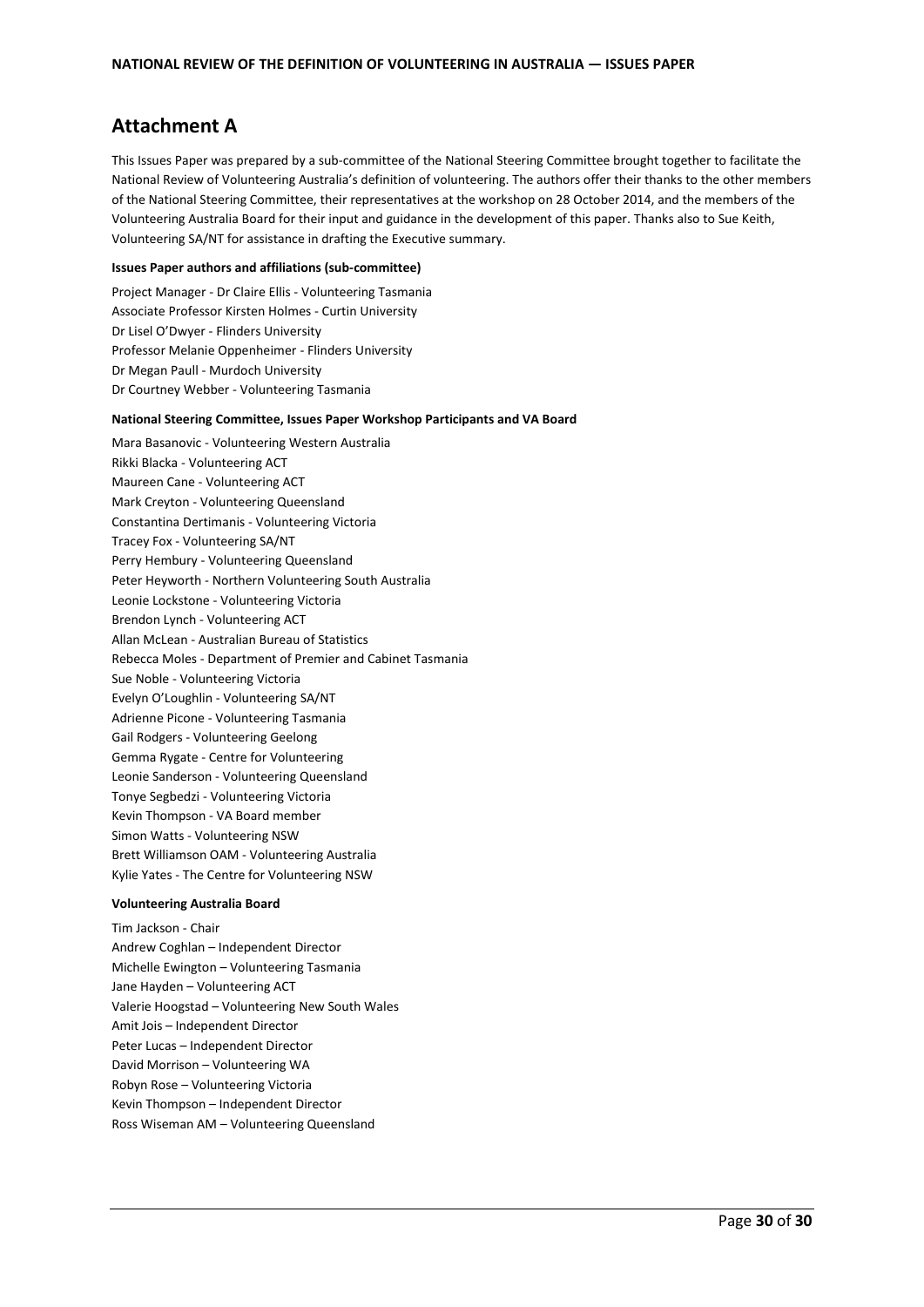## Attachment A

This Issues Paper was prepared by a sub-committee of the National Steering Committee brought together to facilitate the National Review of Volunteering Australia's definition of volunteering. The authors offer their thanks to the other members of the National Steering Committee, their representatives at the workshop on 28 October 2014, and the members of the Volunteering Australia Board for their input and guidance in the development of this paper. Thanks also to Sue Keith, Volunteering SA/NT for assistance in drafting the Executive summary.

**Issues Paper authors and affiliations (sub-committee)**

Project Manager - Dr Claire Ellis - Volunteering Tasmania
Associate Professor Kirsten Holmes - Curtin University
Dr Lisel O'Dwyer - Flinders University
Professor Melanie Oppenheimer - Flinders University
Dr Megan Paull - Murdoch University
Dr Courtney Webber - Volunteering Tasmania

**National Steering Committee, Issues Paper Workshop Participants and VA Board**

Mara Basanovic - Volunteering Western Australia
Rikki Blacka - Volunteering ACT
Maureen Cane - Volunteering ACT
Mark Creyton - Volunteering Queensland
Constantina Dertimanis - Volunteering Victoria
Tracey Fox - Volunteering SA/NT
Perry Hembury - Volunteering Queensland
Peter Heyworth - Northern Volunteering South Australia
Leonie Lockstone - Volunteering Victoria
Brendon Lynch - Volunteering ACT
Allan McLean - Australian Bureau of Statistics
Rebecca Moles - Department of Premier and Cabinet Tasmania
Sue Noble - Volunteering Victoria
Evelyn O'Loughlin - Volunteering SA/NT
Adrienne Picone - Volunteering Tasmania
Gail Rodgers - Volunteering Geelong
Gemma Rygate - Centre for Volunteering
Leonie Sanderson - Volunteering Queensland
Tonye Segbedzi - Volunteering Victoria
Kevin Thompson - VA Board member
Simon Watts - Volunteering NSW
Brett Williamson OAM - Volunteering Australia
Kylie Yates - The Centre for Volunteering NSW

**Volunteering Australia Board**

Tim Jackson - Chair
Andrew Coghlan – Independent Director
Michelle Ewington – Volunteering Tasmania
Jane Hayden – Volunteering ACT
Valerie Hoogstad – Volunteering New South Wales
Amit Jois – Independent Director
Peter Lucas – Independent Director
David Morrison – Volunteering WA
Robyn Rose – Volunteering Victoria
Kevin Thompson – Independent Director
Ross Wiseman AM – Volunteering Queensland